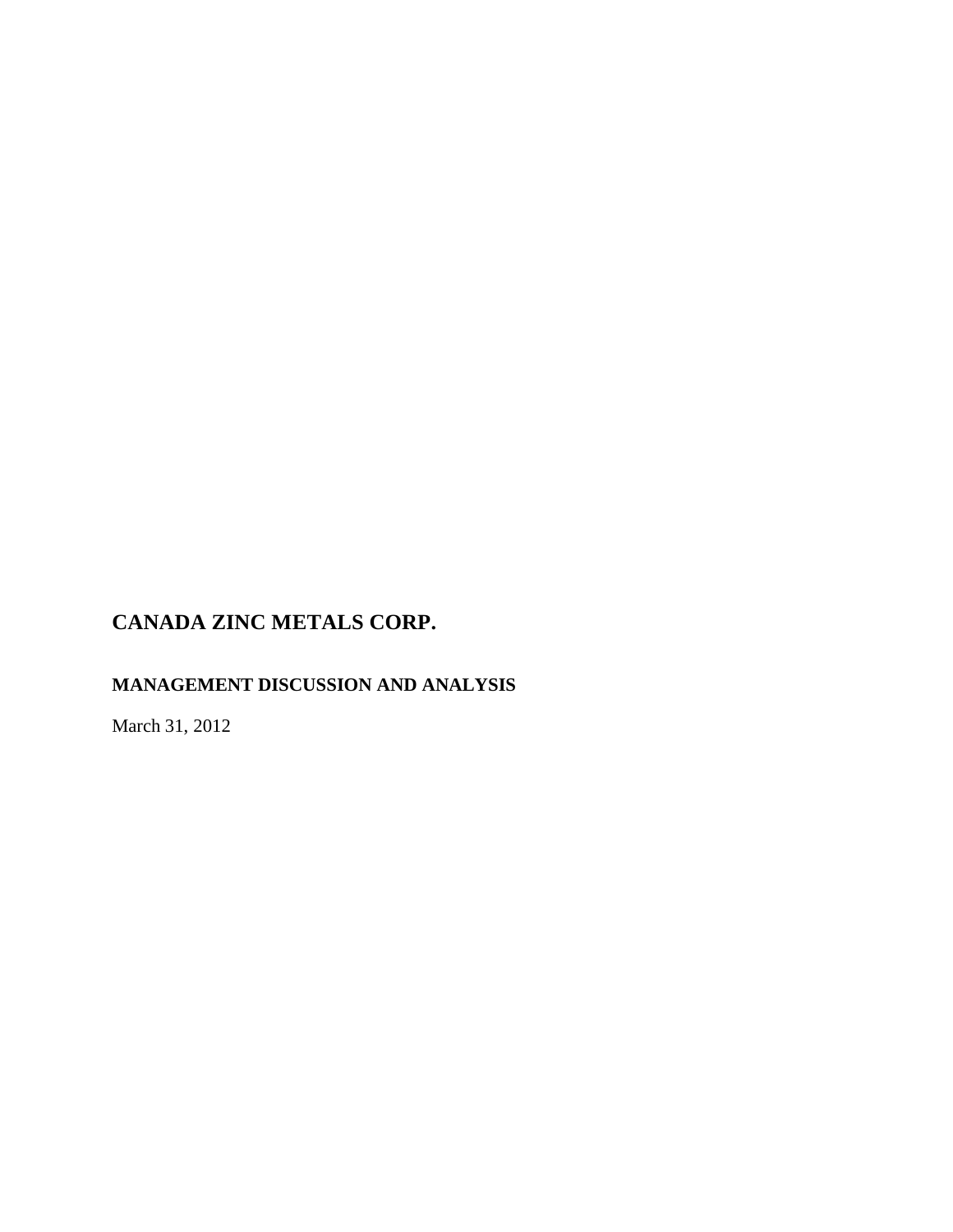# CANADA ZINC METALS CORP.

## MANAGEMENT DISCUSSION AND ANALYSIS

March 31, 2012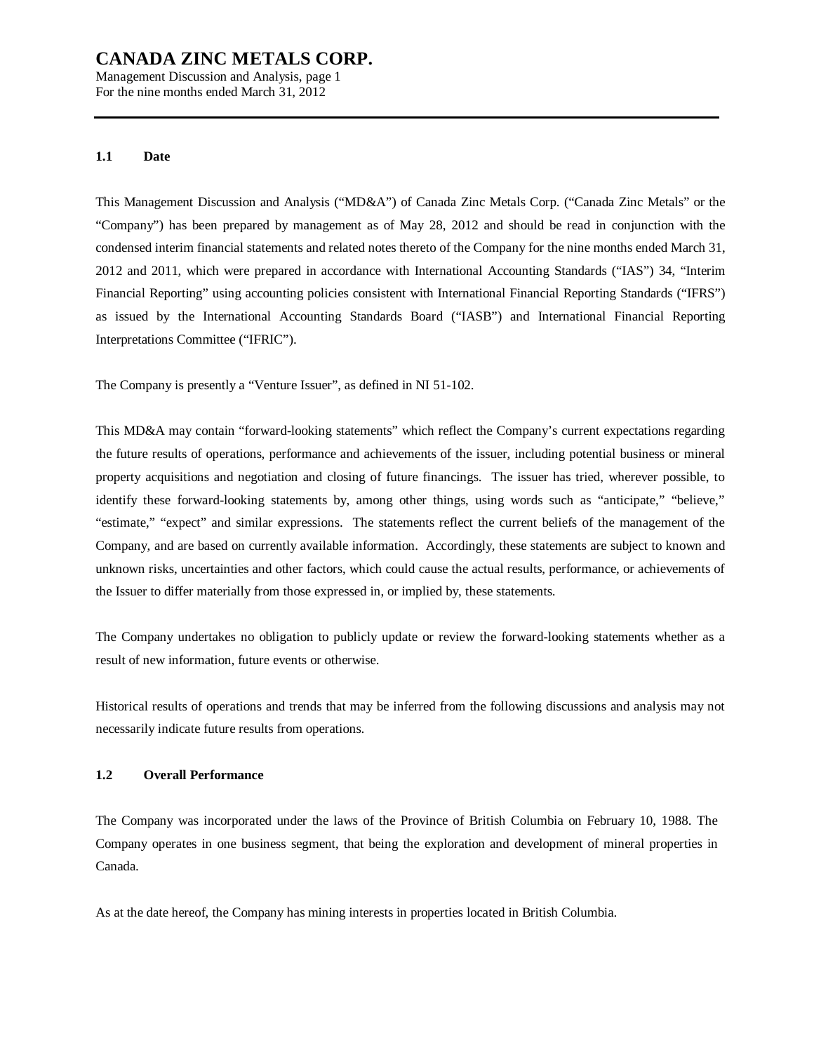### 1.1 Date

This Management Discussion and Analysis ("MD&A") of Canada Zinc Metals Corp. ("Canada Zinc Metals" or the "Company") has been prepared by management as of May 28, 2012 and should be read in conjunction with the condensed interim financial statements and related notes thereto of the Company for the nine months ended March 31, 2012 and 2011, which were prepared in accordance with International Accounting Standards ("IAS") 34, "Interim Financial Reporting" using accounting policies consistent with International Financial Reporting Standards ("IFRS") as issued by the International Accounting Standards Board ("IASB") and International Financial Reporting Interpretations Committee ("IFRIC").

The Company is presently a "Venture Issuer", as defined in NI 51-102.

This MD&A may contain "forward-looking statements" which reflect the Company's current expectations regarding the future results of operations, performance and achievements of the issuer, including potential business or mineral property acquisitions and negotiation and closing of future financings. The issuer has tried, wherever possible, to identify these forward-looking statements by, among other things, using words such as "anticipate," "believe," "estimate," "expect" and similar expressions. The statements reflect the current beliefs of the management of the Company, and are based on currently available information. Accordingly, these statements are subject to known and unknown risks, uncertainties and other factors, which could cause the actual results, performance, or achievements of the Issuer to differ materially from those expressed in, or implied by, these statements.

The Company undertakes no obligation to publicly update or review the forward-looking statements whether as a result of new information, future events or otherwise.

Historical results of operations and trends that may be inferred from the following discussions and analysis may not necessarily indicate future results from operations.

### 1.2 Overall Performance

The Company was incorporated under the laws of the Province of British Columbia on February 10, 1988. The Company operates in one business segment, that being the exploration and development of mineral properties in Canada.

As at the date hereof, the Company has mining interests in properties located in British Columbia.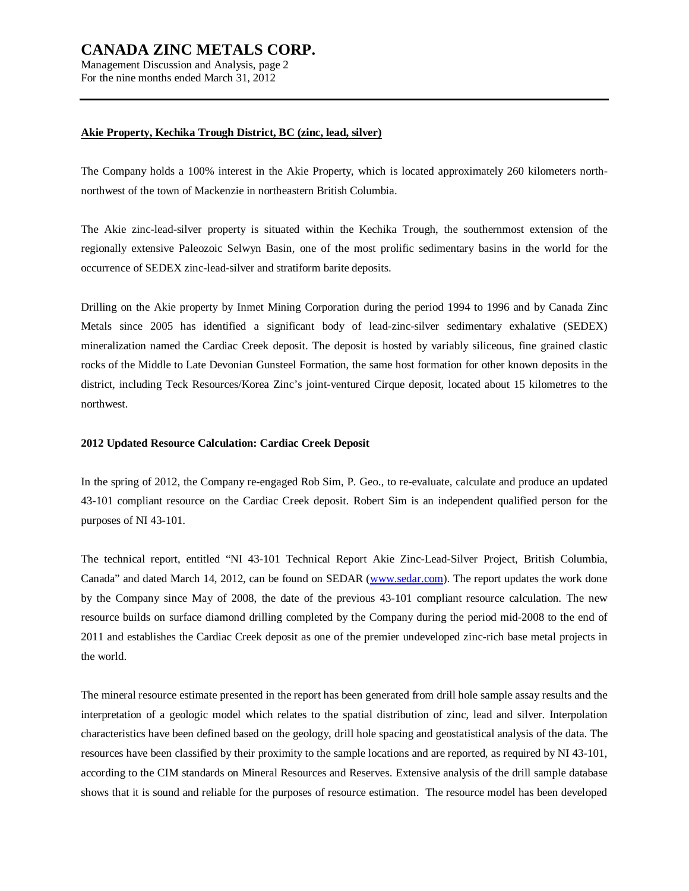**Akie Property, Kechika Trough District, BC (zinc, lead, silver)**

The Company holds a 100% interest in the Akie Property, which is located approximately 260 kilometers north-northwest of the town of Mackenzie in northeastern British Columbia.

The Akie zinc-lead-silver property is situated within the Kechika Trough, the southernmost extension of the regionally extensive Paleozoic Selwyn Basin, one of the most prolific sedimentary basins in the world for the occurrence of SEDEX zinc-lead-silver and stratiform barite deposits.

Drilling on the Akie property by Inmet Mining Corporation during the period 1994 to 1996 and by Canada Zinc Metals since 2005 has identified a significant body of lead-zinc-silver sedimentary exhalative (SEDEX) mineralization named the Cardiac Creek deposit. The deposit is hosted by variably siliceous, fine grained clastic rocks of the Middle to Late Devonian Gunsteel Formation, the same host formation for other known deposits in the district, including Teck Resources/Korea Zinc's joint-ventured Cirque deposit, located about 15 kilometres to the northwest.

**2012 Updated Resource Calculation: Cardiac Creek Deposit**

In the spring of 2012, the Company re-engaged Rob Sim, P. Geo., to re-evaluate, calculate and produce an updated 43-101 compliant resource on the Cardiac Creek deposit. Robert Sim is an independent qualified person for the purposes of NI 43-101.

The technical report, entitled "NI 43-101 Technical Report Akie Zinc-Lead-Silver Project, British Columbia, Canada" and dated March 14, 2012, can be found on SEDAR (www.sedar.com). The report updates the work done by the Company since May of 2008, the date of the previous 43-101 compliant resource calculation. The new resource builds on surface diamond drilling completed by the Company during the period mid-2008 to the end of 2011 and establishes the Cardiac Creek deposit as one of the premier undeveloped zinc-rich base metal projects in the world.

The mineral resource estimate presented in the report has been generated from drill hole sample assay results and the interpretation of a geologic model which relates to the spatial distribution of zinc, lead and silver. Interpolation characteristics have been defined based on the geology, drill hole spacing and geostatistical analysis of the data. The resources have been classified by their proximity to the sample locations and are reported, as required by NI 43-101, according to the CIM standards on Mineral Resources and Reserves. Extensive analysis of the drill sample database shows that it is sound and reliable for the purposes of resource estimation. The resource model has been developed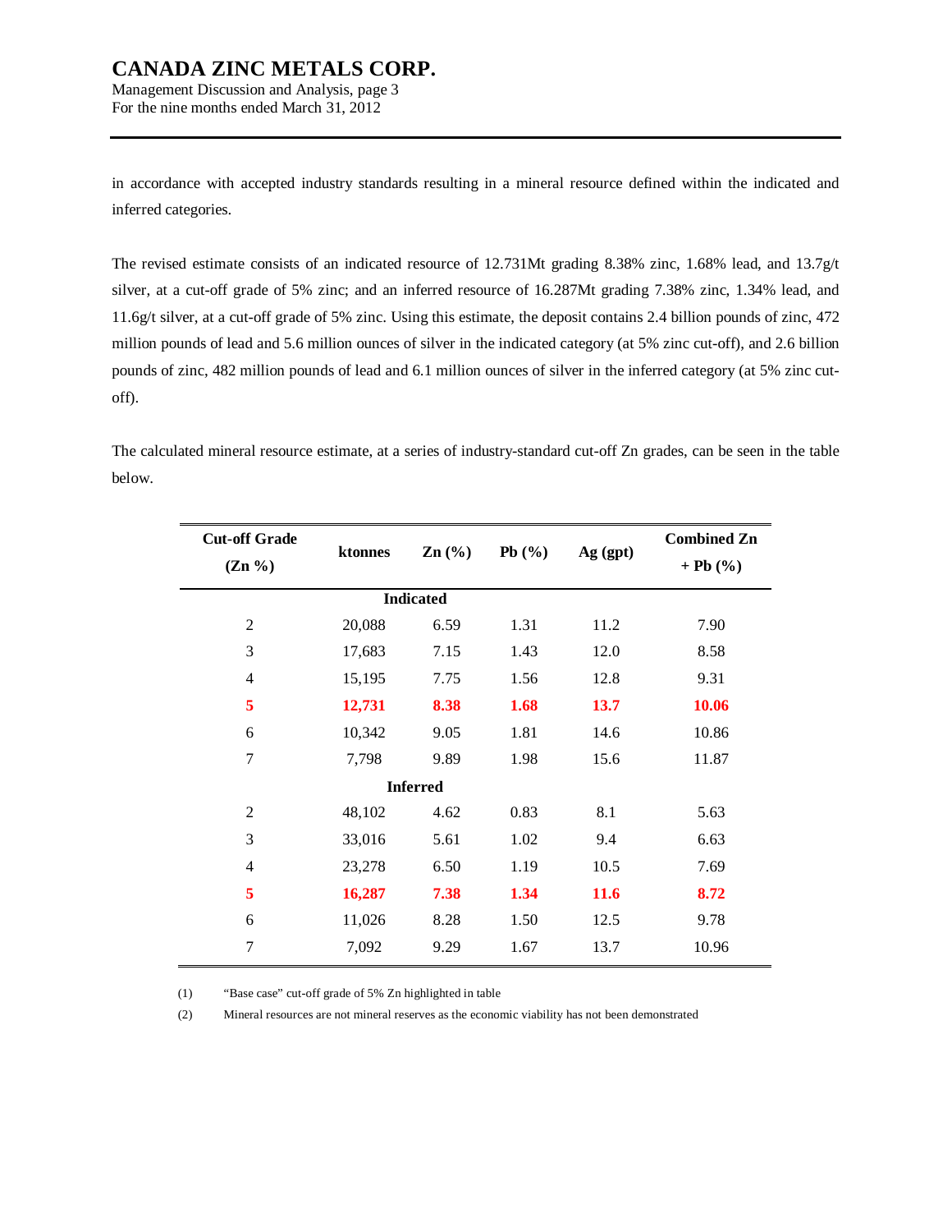in accordance with accepted industry standards resulting in a mineral resource defined within the indicated and inferred categories.

The revised estimate consists of an indicated resource of 12.731Mt grading 8.38% zinc, 1.68% lead, and 13.7g/t silver, at a cut-off grade of 5% zinc; and an inferred resource of 16.287Mt grading 7.38% zinc, 1.34% lead, and 11.6g/t silver, at a cut-off grade of 5% zinc. Using this estimate, the deposit contains 2.4 billion pounds of zinc, 472 million pounds of lead and 5.6 million ounces of silver in the indicated category (at 5% zinc cut-off), and 2.6 billion pounds of zinc, 482 million pounds of lead and 6.1 million ounces of silver in the inferred category (at 5% zinc cut-off).

The calculated mineral resource estimate, at a series of industry-standard cut-off Zn grades, can be seen in the table below.

| Cut-off Grade (Zn %) | ktonnes | Zn (%) | Pb (%) | Ag (gpt) | Combined Zn + Pb (%) |
|---|---|---|---|---|---|
| | | **Indicated** | | | |
| 2 | 20,088 | 6.59 | 1.31 | 11.2 | 7.90 |
| 3 | 17,683 | 7.15 | 1.43 | 12.0 | 8.58 |
| 4 | 15,195 | 7.75 | 1.56 | 12.8 | 9.31 |
| **5** | **12,731** | **8.38** | **1.68** | **13.7** | **10.06** |
| 6 | 10,342 | 9.05 | 1.81 | 14.6 | 10.86 |
| 7 | 7,798 | 9.89 | 1.98 | 15.6 | 11.87 |
| | | **Inferred** | | | |
| 2 | 48,102 | 4.62 | 0.83 | 8.1 | 5.63 |
| 3 | 33,016 | 5.61 | 1.02 | 9.4 | 6.63 |
| 4 | 23,278 | 6.50 | 1.19 | 10.5 | 7.69 |
| **5** | **16,287** | **7.38** | **1.34** | **11.6** | **8.72** |
| 6 | 11,026 | 8.28 | 1.50 | 12.5 | 9.78 |
| 7 | 7,092 | 9.29 | 1.67 | 13.7 | 10.96 |

(1) "Base case" cut-off grade of 5% Zn highlighted in table

(2) Mineral resources are not mineral reserves as the economic viability has not been demonstrated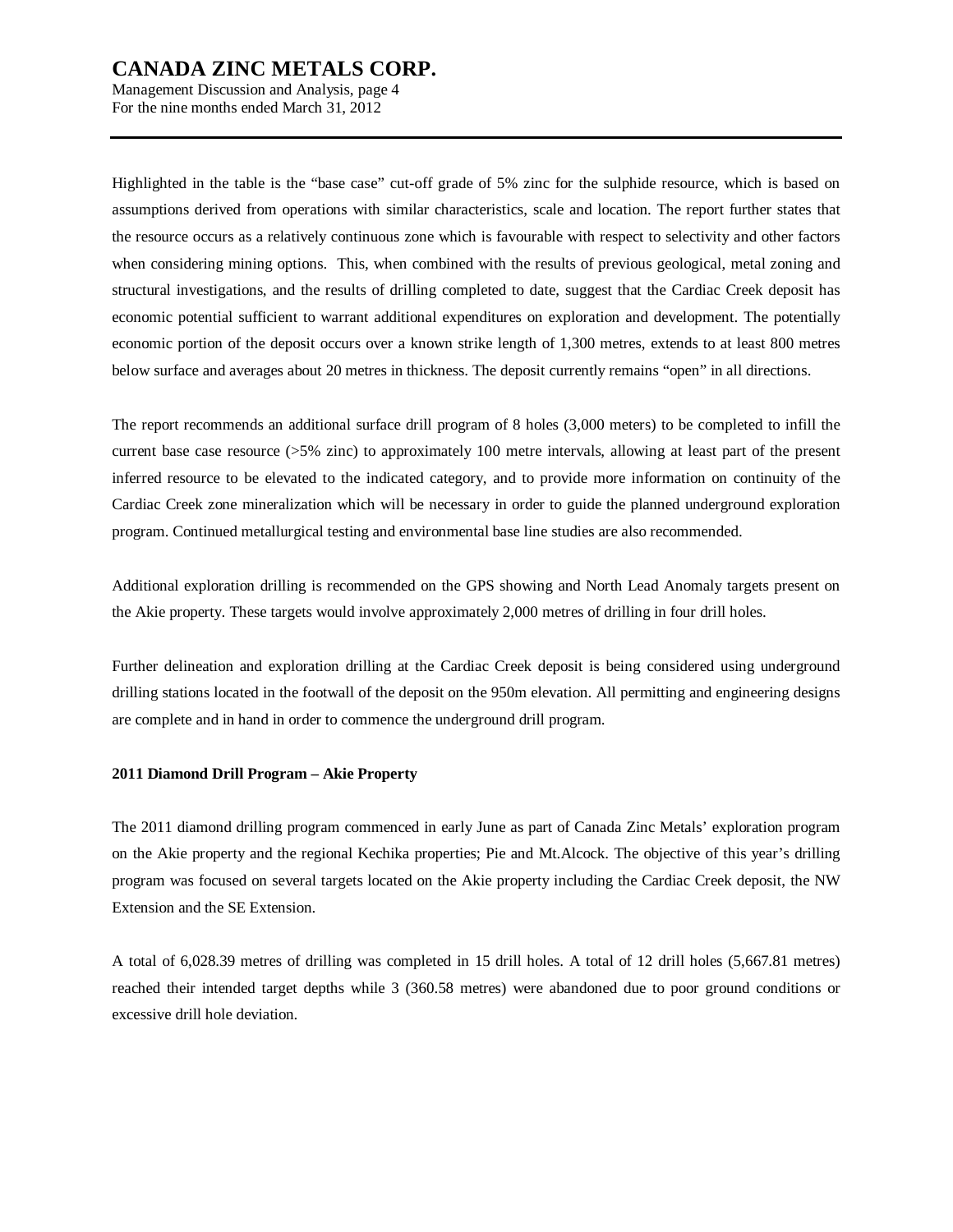Highlighted in the table is the "base case" cut-off grade of 5% zinc for the sulphide resource, which is based on assumptions derived from operations with similar characteristics, scale and location. The report further states that the resource occurs as a relatively continuous zone which is favourable with respect to selectivity and other factors when considering mining options. This, when combined with the results of previous geological, metal zoning and structural investigations, and the results of drilling completed to date, suggest that the Cardiac Creek deposit has economic potential sufficient to warrant additional expenditures on exploration and development. The potentially economic portion of the deposit occurs over a known strike length of 1,300 metres, extends to at least 800 metres below surface and averages about 20 metres in thickness. The deposit currently remains "open" in all directions.

The report recommends an additional surface drill program of 8 holes (3,000 meters) to be completed to infill the current base case resource (>5% zinc) to approximately 100 metre intervals, allowing at least part of the present inferred resource to be elevated to the indicated category, and to provide more information on continuity of the Cardiac Creek zone mineralization which will be necessary in order to guide the planned underground exploration program. Continued metallurgical testing and environmental base line studies are also recommended.

Additional exploration drilling is recommended on the GPS showing and North Lead Anomaly targets present on the Akie property. These targets would involve approximately 2,000 metres of drilling in four drill holes.

Further delineation and exploration drilling at the Cardiac Creek deposit is being considered using underground drilling stations located in the footwall of the deposit on the 950m elevation. All permitting and engineering designs are complete and in hand in order to commence the underground drill program.

**2011 Diamond Drill Program – Akie Property**

The 2011 diamond drilling program commenced in early June as part of Canada Zinc Metals' exploration program on the Akie property and the regional Kechika properties; Pie and Mt.Alcock. The objective of this year's drilling program was focused on several targets located on the Akie property including the Cardiac Creek deposit, the NW Extension and the SE Extension.

A total of 6,028.39 metres of drilling was completed in 15 drill holes. A total of 12 drill holes (5,667.81 metres) reached their intended target depths while 3 (360.58 metres) were abandoned due to poor ground conditions or excessive drill hole deviation.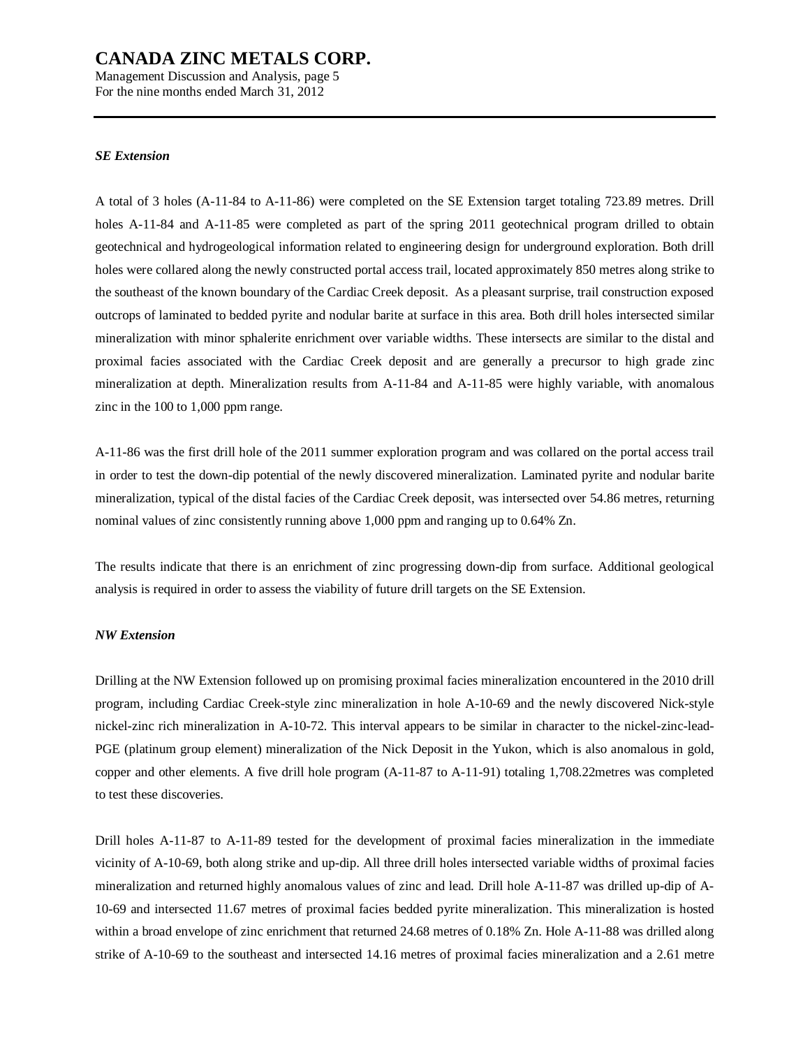### *SE Extension*

A total of 3 holes (A-11-84 to A-11-86) were completed on the SE Extension target totaling 723.89 metres. Drill holes A-11-84 and A-11-85 were completed as part of the spring 2011 geotechnical program drilled to obtain geotechnical and hydrogeological information related to engineering design for underground exploration. Both drill holes were collared along the newly constructed portal access trail, located approximately 850 metres along strike to the southeast of the known boundary of the Cardiac Creek deposit. As a pleasant surprise, trail construction exposed outcrops of laminated to bedded pyrite and nodular barite at surface in this area. Both drill holes intersected similar mineralization with minor sphalerite enrichment over variable widths. These intersects are similar to the distal and proximal facies associated with the Cardiac Creek deposit and are generally a precursor to high grade zinc mineralization at depth. Mineralization results from A-11-84 and A-11-85 were highly variable, with anomalous zinc in the 100 to 1,000 ppm range.

A-11-86 was the first drill hole of the 2011 summer exploration program and was collared on the portal access trail in order to test the down-dip potential of the newly discovered mineralization. Laminated pyrite and nodular barite mineralization, typical of the distal facies of the Cardiac Creek deposit, was intersected over 54.86 metres, returning nominal values of zinc consistently running above 1,000 ppm and ranging up to 0.64% Zn.

The results indicate that there is an enrichment of zinc progressing down-dip from surface. Additional geological analysis is required in order to assess the viability of future drill targets on the SE Extension.

### *NW Extension*

Drilling at the NW Extension followed up on promising proximal facies mineralization encountered in the 2010 drill program, including Cardiac Creek-style zinc mineralization in hole A-10-69 and the newly discovered Nick-style nickel-zinc rich mineralization in A-10-72. This interval appears to be similar in character to the nickel-zinc-lead-PGE (platinum group element) mineralization of the Nick Deposit in the Yukon, which is also anomalous in gold, copper and other elements. A five drill hole program (A-11-87 to A-11-91) totaling 1,708.22metres was completed to test these discoveries.

Drill holes A-11-87 to A-11-89 tested for the development of proximal facies mineralization in the immediate vicinity of A-10-69, both along strike and up-dip. All three drill holes intersected variable widths of proximal facies mineralization and returned highly anomalous values of zinc and lead. Drill hole A-11-87 was drilled up-dip of A-10-69 and intersected 11.67 metres of proximal facies bedded pyrite mineralization. This mineralization is hosted within a broad envelope of zinc enrichment that returned 24.68 metres of 0.18% Zn. Hole A-11-88 was drilled along strike of A-10-69 to the southeast and intersected 14.16 metres of proximal facies mineralization and a 2.61 metre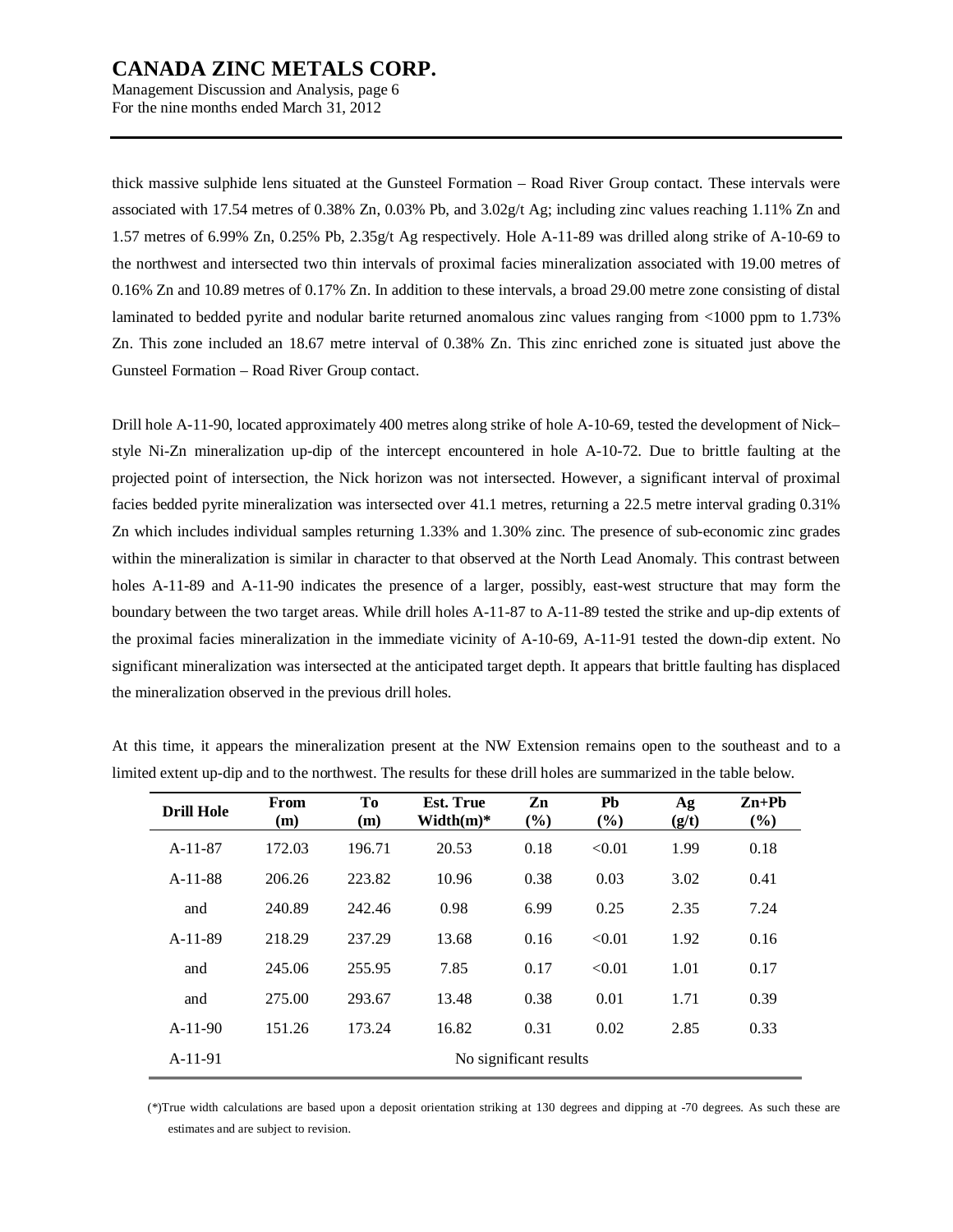thick massive sulphide lens situated at the Gunsteel Formation – Road River Group contact. These intervals were associated with 17.54 metres of 0.38% Zn, 0.03% Pb, and 3.02g/t Ag; including zinc values reaching 1.11% Zn and 1.57 metres of 6.99% Zn, 0.25% Pb, 2.35g/t Ag respectively. Hole A-11-89 was drilled along strike of A-10-69 to the northwest and intersected two thin intervals of proximal facies mineralization associated with 19.00 metres of 0.16% Zn and 10.89 metres of 0.17% Zn. In addition to these intervals, a broad 29.00 metre zone consisting of distal laminated to bedded pyrite and nodular barite returned anomalous zinc values ranging from <1000 ppm to 1.73% Zn. This zone included an 18.67 metre interval of 0.38% Zn. This zinc enriched zone is situated just above the Gunsteel Formation – Road River Group contact.

Drill hole A-11-90, located approximately 400 metres along strike of hole A-10-69, tested the development of Nick–style Ni-Zn mineralization up-dip of the intercept encountered in hole A-10-72. Due to brittle faulting at the projected point of intersection, the Nick horizon was not intersected. However, a significant interval of proximal facies bedded pyrite mineralization was intersected over 41.1 metres, returning a 22.5 metre interval grading 0.31% Zn which includes individual samples returning 1.33% and 1.30% zinc. The presence of sub-economic zinc grades within the mineralization is similar in character to that observed at the North Lead Anomaly. This contrast between holes A-11-89 and A-11-90 indicates the presence of a larger, possibly, east-west structure that may form the boundary between the two target areas. While drill holes A-11-87 to A-11-89 tested the strike and up-dip extents of the proximal facies mineralization in the immediate vicinity of A-10-69, A-11-91 tested the down-dip extent. No significant mineralization was intersected at the anticipated target depth. It appears that brittle faulting has displaced the mineralization observed in the previous drill holes.

At this time, it appears the mineralization present at the NW Extension remains open to the southeast and to a limited extent up-dip and to the northwest. The results for these drill holes are summarized in the table below.

| Drill Hole | From (m) | To (m) | Est. True Width(m)* | Zn (%) | Pb (%) | Ag (g/t) | Zn+Pb (%) |
|---|---|---|---|---|---|---|---|
| A-11-87 | 172.03 | 196.71 | 20.53 | 0.18 | <0.01 | 1.99 | 0.18 |
| A-11-88 | 206.26 | 223.82 | 10.96 | 0.38 | 0.03 | 3.02 | 0.41 |
| and | 240.89 | 242.46 | 0.98 | 6.99 | 0.25 | 2.35 | 7.24 |
| A-11-89 | 218.29 | 237.29 | 13.68 | 0.16 | <0.01 | 1.92 | 0.16 |
| and | 245.06 | 255.95 | 7.85 | 0.17 | <0.01 | 1.01 | 0.17 |
| and | 275.00 | 293.67 | 13.48 | 0.38 | 0.01 | 1.71 | 0.39 |
| A-11-90 | 151.26 | 173.24 | 16.82 | 0.31 | 0.02 | 2.85 | 0.33 |
| A-11-91 | No significant results | | | | | | |

(*)True width calculations are based upon a deposit orientation striking at 130 degrees and dipping at -70 degrees. As such these are estimates and are subject to revision.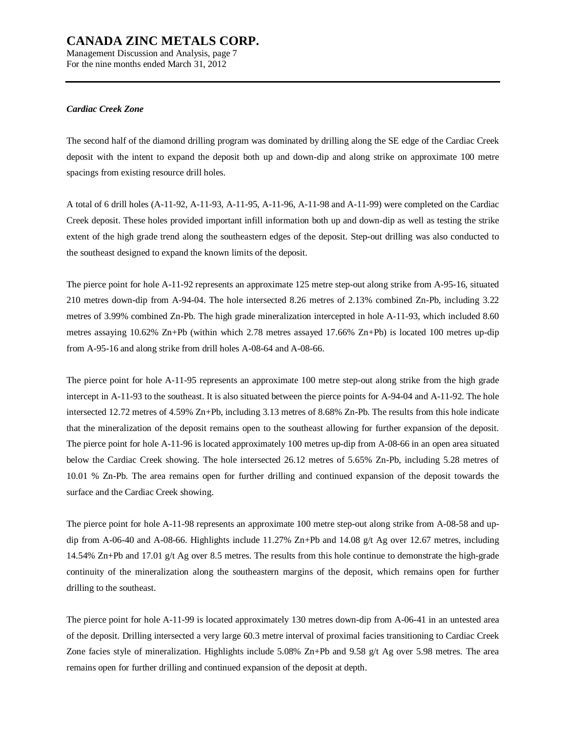***Cardiac Creek Zone***

The second half of the diamond drilling program was dominated by drilling along the SE edge of the Cardiac Creek deposit with the intent to expand the deposit both up and down-dip and along strike on approximate 100 metre spacings from existing resource drill holes.

A total of 6 drill holes (A-11-92, A-11-93, A-11-95, A-11-96, A-11-98 and A-11-99) were completed on the Cardiac Creek deposit. These holes provided important infill information both up and down-dip as well as testing the strike extent of the high grade trend along the southeastern edges of the deposit. Step-out drilling was also conducted to the southeast designed to expand the known limits of the deposit.

The pierce point for hole A-11-92 represents an approximate 125 metre step-out along strike from A-95-16, situated 210 metres down-dip from A-94-04. The hole intersected 8.26 metres of 2.13% combined Zn-Pb, including 3.22 metres of 3.99% combined Zn-Pb. The high grade mineralization intercepted in hole A-11-93, which included 8.60 metres assaying 10.62% Zn+Pb (within which 2.78 metres assayed 17.66% Zn+Pb) is located 100 metres up-dip from A-95-16 and along strike from drill holes A-08-64 and A-08-66.

The pierce point for hole A-11-95 represents an approximate 100 metre step-out along strike from the high grade intercept in A-11-93 to the southeast. It is also situated between the pierce points for A-94-04 and A-11-92. The hole intersected 12.72 metres of 4.59% Zn+Pb, including 3.13 metres of 8.68% Zn-Pb. The results from this hole indicate that the mineralization of the deposit remains open to the southeast allowing for further expansion of the deposit. The pierce point for hole A-11-96 is located approximately 100 metres up-dip from A-08-66 in an open area situated below the Cardiac Creek showing. The hole intersected 26.12 metres of 5.65% Zn-Pb, including 5.28 metres of 10.01 % Zn-Pb. The area remains open for further drilling and continued expansion of the deposit towards the surface and the Cardiac Creek showing.

The pierce point for hole A-11-98 represents an approximate 100 metre step-out along strike from A-08-58 and up-dip from A-06-40 and A-08-66. Highlights include 11.27% Zn+Pb and 14.08 g/t Ag over 12.67 metres, including 14.54% Zn+Pb and 17.01 g/t Ag over 8.5 metres. The results from this hole continue to demonstrate the high-grade continuity of the mineralization along the southeastern margins of the deposit, which remains open for further drilling to the southeast.

The pierce point for hole A-11-99 is located approximately 130 metres down-dip from A-06-41 in an untested area of the deposit. Drilling intersected a very large 60.3 metre interval of proximal facies transitioning to Cardiac Creek Zone facies style of mineralization. Highlights include 5.08% Zn+Pb and 9.58 g/t Ag over 5.98 metres. The area remains open for further drilling and continued expansion of the deposit at depth.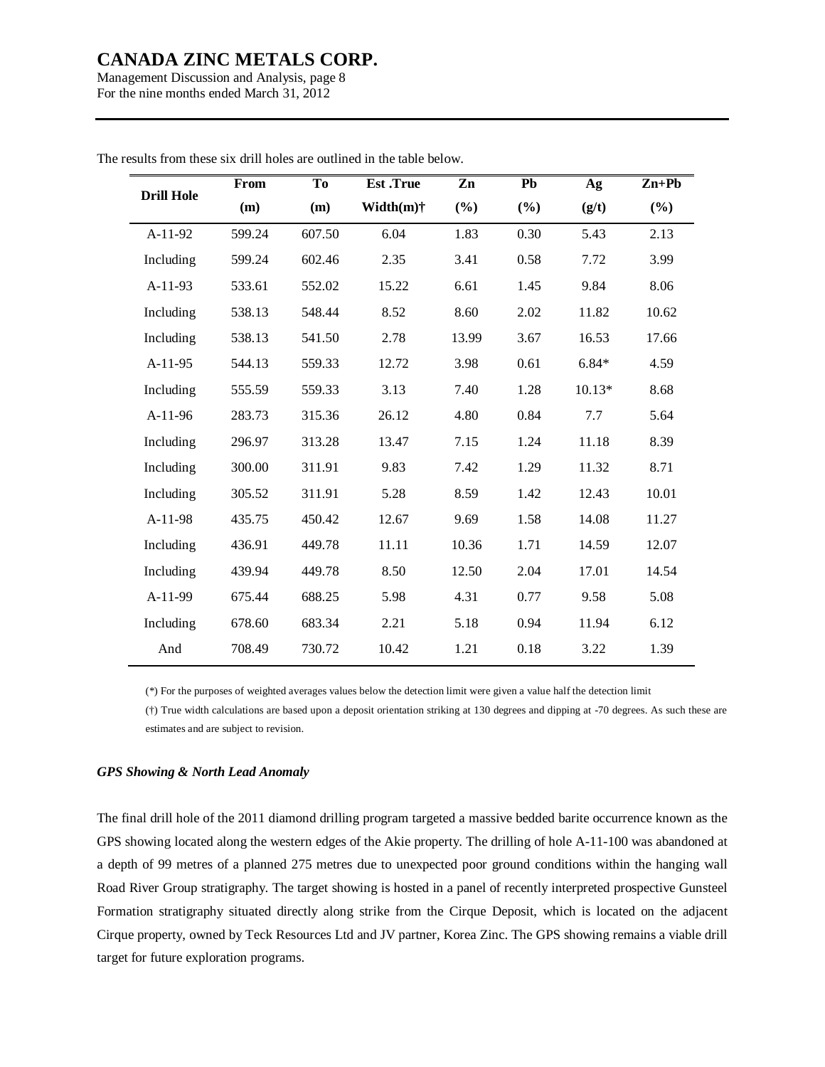The results from these six drill holes are outlined in the table below.

| Drill Hole | From (m) | To (m) | Est .True Width(m)† | Zn (%) | Pb (%) | Ag (g/t) | Zn+Pb (%) |
|---|---|---|---|---|---|---|---|
| A-11-92 | 599.24 | 607.50 | 6.04 | 1.83 | 0.30 | 5.43 | 2.13 |
| Including | 599.24 | 602.46 | 2.35 | 3.41 | 0.58 | 7.72 | 3.99 |
| A-11-93 | 533.61 | 552.02 | 15.22 | 6.61 | 1.45 | 9.84 | 8.06 |
| Including | 538.13 | 548.44 | 8.52 | 8.60 | 2.02 | 11.82 | 10.62 |
| Including | 538.13 | 541.50 | 2.78 | 13.99 | 3.67 | 16.53 | 17.66 |
| A-11-95 | 544.13 | 559.33 | 12.72 | 3.98 | 0.61 | 6.84* | 4.59 |
| Including | 555.59 | 559.33 | 3.13 | 7.40 | 1.28 | 10.13* | 8.68 |
| A-11-96 | 283.73 | 315.36 | 26.12 | 4.80 | 0.84 | 7.7 | 5.64 |
| Including | 296.97 | 313.28 | 13.47 | 7.15 | 1.24 | 11.18 | 8.39 |
| Including | 300.00 | 311.91 | 9.83 | 7.42 | 1.29 | 11.32 | 8.71 |
| Including | 305.52 | 311.91 | 5.28 | 8.59 | 1.42 | 12.43 | 10.01 |
| A-11-98 | 435.75 | 450.42 | 12.67 | 9.69 | 1.58 | 14.08 | 11.27 |
| Including | 436.91 | 449.78 | 11.11 | 10.36 | 1.71 | 14.59 | 12.07 |
| Including | 439.94 | 449.78 | 8.50 | 12.50 | 2.04 | 17.01 | 14.54 |
| A-11-99 | 675.44 | 688.25 | 5.98 | 4.31 | 0.77 | 9.58 | 5.08 |
| Including | 678.60 | 683.34 | 2.21 | 5.18 | 0.94 | 11.94 | 6.12 |
| And | 708.49 | 730.72 | 10.42 | 1.21 | 0.18 | 3.22 | 1.39 |

(*) For the purposes of weighted averages values below the detection limit were given a value half the detection limit

(†) True width calculations are based upon a deposit orientation striking at 130 degrees and dipping at -70 degrees. As such these are estimates and are subject to revision.

### *GPS Showing & North Lead Anomaly*

The final drill hole of the 2011 diamond drilling program targeted a massive bedded barite occurrence known as the GPS showing located along the western edges of the Akie property. The drilling of hole A-11-100 was abandoned at a depth of 99 metres of a planned 275 metres due to unexpected poor ground conditions within the hanging wall Road River Group stratigraphy. The target showing is hosted in a panel of recently interpreted prospective Gunsteel Formation stratigraphy situated directly along strike from the Cirque Deposit, which is located on the adjacent Cirque property, owned by Teck Resources Ltd and JV partner, Korea Zinc. The GPS showing remains a viable drill target for future exploration programs.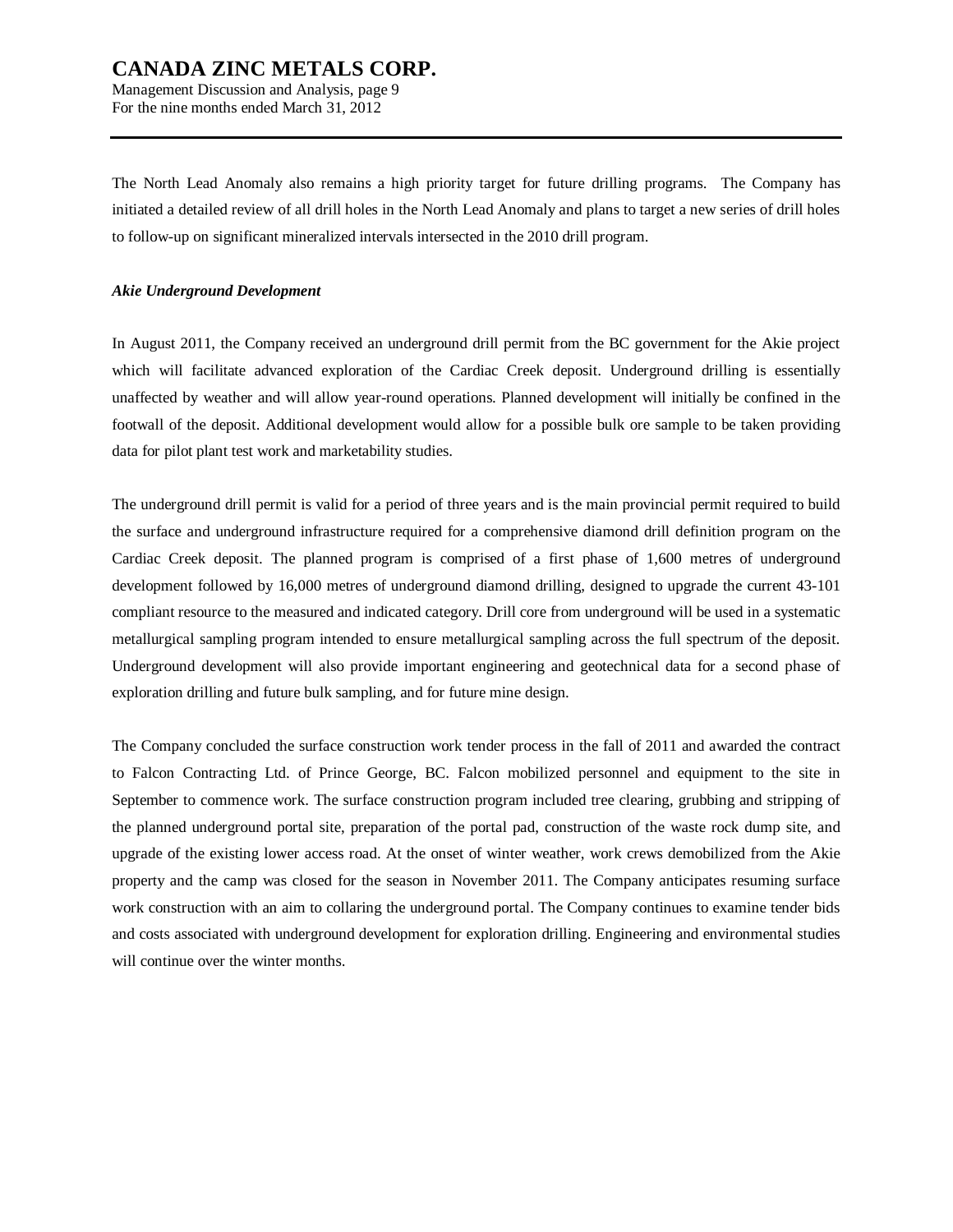The North Lead Anomaly also remains a high priority target for future drilling programs. The Company has initiated a detailed review of all drill holes in the North Lead Anomaly and plans to target a new series of drill holes to follow-up on significant mineralized intervals intersected in the 2010 drill program.

***Akie Underground Development***

In August 2011, the Company received an underground drill permit from the BC government for the Akie project which will facilitate advanced exploration of the Cardiac Creek deposit. Underground drilling is essentially unaffected by weather and will allow year-round operations. Planned development will initially be confined in the footwall of the deposit. Additional development would allow for a possible bulk ore sample to be taken providing data for pilot plant test work and marketability studies.

The underground drill permit is valid for a period of three years and is the main provincial permit required to build the surface and underground infrastructure required for a comprehensive diamond drill definition program on the Cardiac Creek deposit. The planned program is comprised of a first phase of 1,600 metres of underground development followed by 16,000 metres of underground diamond drilling, designed to upgrade the current 43-101 compliant resource to the measured and indicated category. Drill core from underground will be used in a systematic metallurgical sampling program intended to ensure metallurgical sampling across the full spectrum of the deposit. Underground development will also provide important engineering and geotechnical data for a second phase of exploration drilling and future bulk sampling, and for future mine design.

The Company concluded the surface construction work tender process in the fall of 2011 and awarded the contract to Falcon Contracting Ltd. of Prince George, BC. Falcon mobilized personnel and equipment to the site in September to commence work. The surface construction program included tree clearing, grubbing and stripping of the planned underground portal site, preparation of the portal pad, construction of the waste rock dump site, and upgrade of the existing lower access road. At the onset of winter weather, work crews demobilized from the Akie property and the camp was closed for the season in November 2011. The Company anticipates resuming surface work construction with an aim to collaring the underground portal. The Company continues to examine tender bids and costs associated with underground development for exploration drilling. Engineering and environmental studies will continue over the winter months.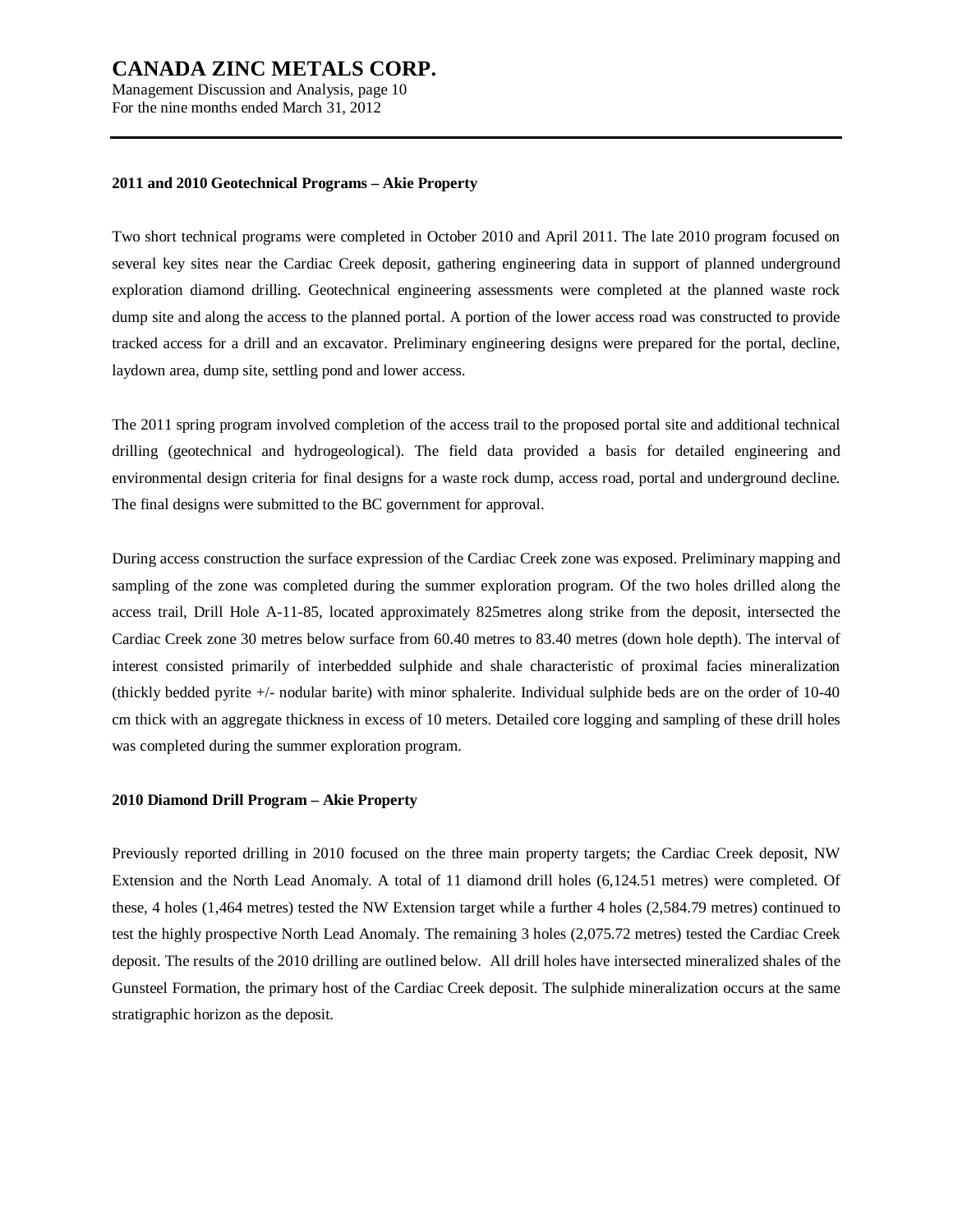### 2011 and 2010 Geotechnical Programs – Akie Property

Two short technical programs were completed in October 2010 and April 2011. The late 2010 program focused on several key sites near the Cardiac Creek deposit, gathering engineering data in support of planned underground exploration diamond drilling. Geotechnical engineering assessments were completed at the planned waste rock dump site and along the access to the planned portal. A portion of the lower access road was constructed to provide tracked access for a drill and an excavator. Preliminary engineering designs were prepared for the portal, decline, laydown area, dump site, settling pond and lower access.

The 2011 spring program involved completion of the access trail to the proposed portal site and additional technical drilling (geotechnical and hydrogeological). The field data provided a basis for detailed engineering and environmental design criteria for final designs for a waste rock dump, access road, portal and underground decline. The final designs were submitted to the BC government for approval.

During access construction the surface expression of the Cardiac Creek zone was exposed. Preliminary mapping and sampling of the zone was completed during the summer exploration program. Of the two holes drilled along the access trail, Drill Hole A-11-85, located approximately 825metres along strike from the deposit, intersected the Cardiac Creek zone 30 metres below surface from 60.40 metres to 83.40 metres (down hole depth). The interval of interest consisted primarily of interbedded sulphide and shale characteristic of proximal facies mineralization (thickly bedded pyrite +/- nodular barite) with minor sphalerite. Individual sulphide beds are on the order of 10-40 cm thick with an aggregate thickness in excess of 10 meters. Detailed core logging and sampling of these drill holes was completed during the summer exploration program.

### 2010 Diamond Drill Program – Akie Property

Previously reported drilling in 2010 focused on the three main property targets; the Cardiac Creek deposit, NW Extension and the North Lead Anomaly. A total of 11 diamond drill holes (6,124.51 metres) were completed. Of these, 4 holes (1,464 metres) tested the NW Extension target while a further 4 holes (2,584.79 metres) continued to test the highly prospective North Lead Anomaly. The remaining 3 holes (2,075.72 metres) tested the Cardiac Creek deposit. The results of the 2010 drilling are outlined below. All drill holes have intersected mineralized shales of the Gunsteel Formation, the primary host of the Cardiac Creek deposit. The sulphide mineralization occurs at the same stratigraphic horizon as the deposit.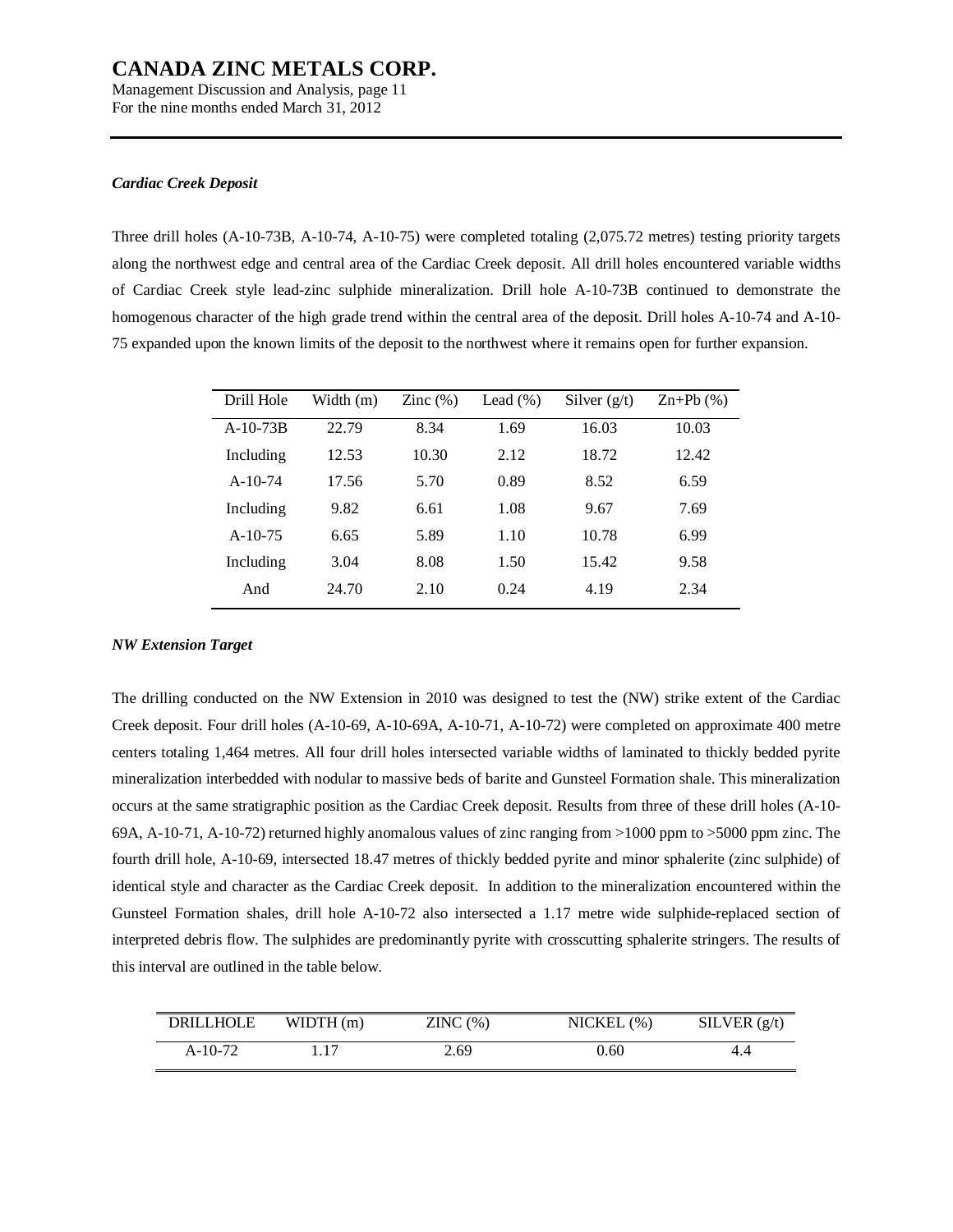#### *Cardiac Creek Deposit*

Three drill holes (A-10-73B, A-10-74, A-10-75) were completed totaling (2,075.72 metres) testing priority targets along the northwest edge and central area of the Cardiac Creek deposit. All drill holes encountered variable widths of Cardiac Creek style lead-zinc sulphide mineralization. Drill hole A-10-73B continued to demonstrate the homogenous character of the high grade trend within the central area of the deposit. Drill holes A-10-74 and A-10-75 expanded upon the known limits of the deposit to the northwest where it remains open for further expansion.

| Drill Hole | Width (m) | Zinc (%) | Lead (%) | Silver (g/t) | Zn+Pb (%) |
|---|---|---|---|---|---|
| A-10-73B | 22.79 | 8.34 | 1.69 | 16.03 | 10.03 |
| Including | 12.53 | 10.30 | 2.12 | 18.72 | 12.42 |
| A-10-74 | 17.56 | 5.70 | 0.89 | 8.52 | 6.59 |
| Including | 9.82 | 6.61 | 1.08 | 9.67 | 7.69 |
| A-10-75 | 6.65 | 5.89 | 1.10 | 10.78 | 6.99 |
| Including | 3.04 | 8.08 | 1.50 | 15.42 | 9.58 |
| And | 24.70 | 2.10 | 0.24 | 4.19 | 2.34 |

#### *NW Extension Target*

The drilling conducted on the NW Extension in 2010 was designed to test the (NW) strike extent of the Cardiac Creek deposit. Four drill holes (A-10-69, A-10-69A, A-10-71, A-10-72) were completed on approximate 400 metre centers totaling 1,464 metres. All four drill holes intersected variable widths of laminated to thickly bedded pyrite mineralization interbedded with nodular to massive beds of barite and Gunsteel Formation shale. This mineralization occurs at the same stratigraphic position as the Cardiac Creek deposit. Results from three of these drill holes (A-10-69A, A-10-71, A-10-72) returned highly anomalous values of zinc ranging from >1000 ppm to >5000 ppm zinc. The fourth drill hole, A-10-69, intersected 18.47 metres of thickly bedded pyrite and minor sphalerite (zinc sulphide) of identical style and character as the Cardiac Creek deposit. In addition to the mineralization encountered within the Gunsteel Formation shales, drill hole A-10-72 also intersected a 1.17 metre wide sulphide-replaced section of interpreted debris flow. The sulphides are predominantly pyrite with crosscutting sphalerite stringers. The results of this interval are outlined in the table below.

| DRILLHOLE | WIDTH (m) | ZINC (%) | NICKEL (%) | SILVER (g/t) |
|---|---|---|---|---|
| A-10-72 | 1.17 | 2.69 | 0.60 | 4.4 |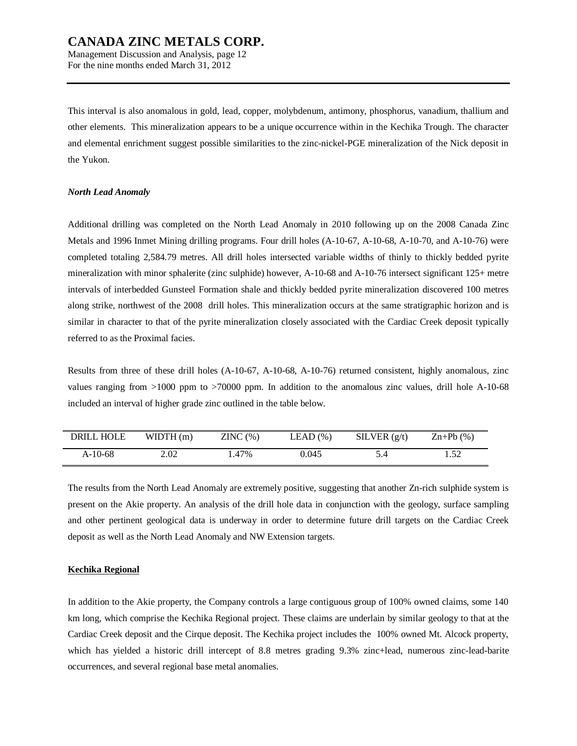This interval is also anomalous in gold, lead, copper, molybdenum, antimony, phosphorus, vanadium, thallium and other elements. This mineralization appears to be a unique occurrence within in the Kechika Trough. The character and elemental enrichment suggest possible similarities to the zinc-nickel-PGE mineralization of the Nick deposit in the Yukon.

***North Lead Anomaly***

Additional drilling was completed on the North Lead Anomaly in 2010 following up on the 2008 Canada Zinc Metals and 1996 Inmet Mining drilling programs. Four drill holes (A-10-67, A-10-68, A-10-70, and A-10-76) were completed totaling 2,584.79 metres. All drill holes intersected variable widths of thinly to thickly bedded pyrite mineralization with minor sphalerite (zinc sulphide) however, A-10-68 and A-10-76 intersect significant 125+ metre intervals of interbedded Gunsteel Formation shale and thickly bedded pyrite mineralization discovered 100 metres along strike, northwest of the 2008 drill holes. This mineralization occurs at the same stratigraphic horizon and is similar in character to that of the pyrite mineralization closely associated with the Cardiac Creek deposit typically referred to as the Proximal facies.

Results from three of these drill holes (A-10-67, A-10-68, A-10-76) returned consistent, highly anomalous, zinc values ranging from >1000 ppm to >70000 ppm. In addition to the anomalous zinc values, drill hole A-10-68 included an interval of higher grade zinc outlined in the table below.

| DRILL HOLE | WIDTH (m) | ZINC (%) | LEAD (%) | SILVER (g/t) | Zn+Pb (%) |
|---|---|---|---|---|---|
| A-10-68 | 2.02 | 1.47% | 0.045 | 5.4 | 1.52 |

The results from the North Lead Anomaly are extremely positive, suggesting that another Zn-rich sulphide system is present on the Akie property. An analysis of the drill hole data in conjunction with the geology, surface sampling and other pertinent geological data is underway in order to determine future drill targets on the Cardiac Creek deposit as well as the North Lead Anomaly and NW Extension targets.

**Kechika Regional**

In addition to the Akie property, the Company controls a large contiguous group of 100% owned claims, some 140 km long, which comprise the Kechika Regional project. These claims are underlain by similar geology to that at the Cardiac Creek deposit and the Cirque deposit. The Kechika project includes the 100% owned Mt. Alcock property, which has yielded a historic drill intercept of 8.8 metres grading 9.3% zinc+lead, numerous zinc-lead-barite occurrences, and several regional base metal anomalies.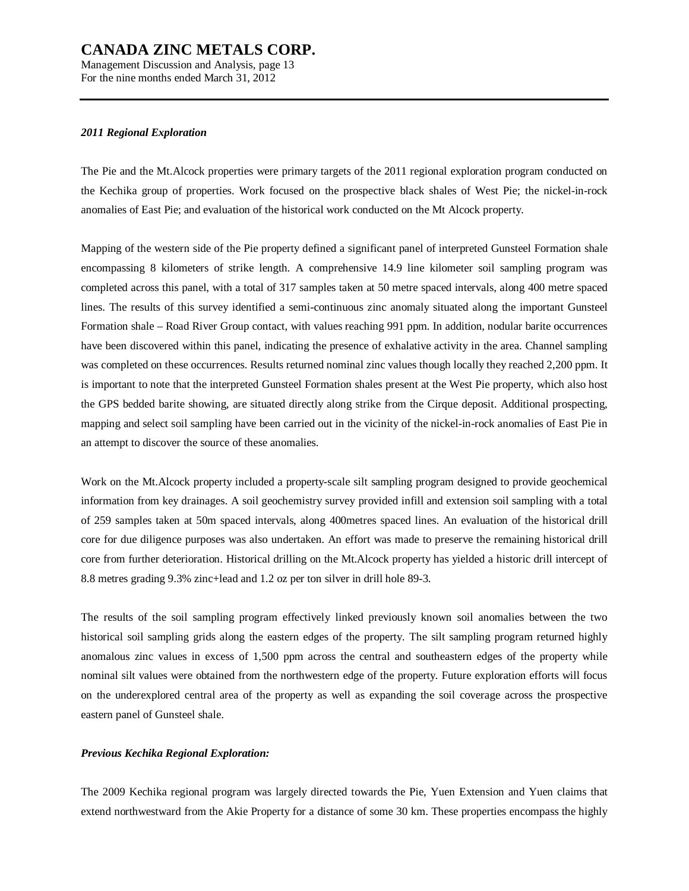***2011 Regional Exploration***

The Pie and the Mt.Alcock properties were primary targets of the 2011 regional exploration program conducted on the Kechika group of properties. Work focused on the prospective black shales of West Pie; the nickel-in-rock anomalies of East Pie; and evaluation of the historical work conducted on the Mt Alcock property.

Mapping of the western side of the Pie property defined a significant panel of interpreted Gunsteel Formation shale encompassing 8 kilometers of strike length. A comprehensive 14.9 line kilometer soil sampling program was completed across this panel, with a total of 317 samples taken at 50 metre spaced intervals, along 400 metre spaced lines. The results of this survey identified a semi-continuous zinc anomaly situated along the important Gunsteel Formation shale – Road River Group contact, with values reaching 991 ppm. In addition, nodular barite occurrences have been discovered within this panel, indicating the presence of exhalative activity in the area. Channel sampling was completed on these occurrences. Results returned nominal zinc values though locally they reached 2,200 ppm. It is important to note that the interpreted Gunsteel Formation shales present at the West Pie property, which also host the GPS bedded barite showing, are situated directly along strike from the Cirque deposit. Additional prospecting, mapping and select soil sampling have been carried out in the vicinity of the nickel-in-rock anomalies of East Pie in an attempt to discover the source of these anomalies.

Work on the Mt.Alcock property included a property-scale silt sampling program designed to provide geochemical information from key drainages. A soil geochemistry survey provided infill and extension soil sampling with a total of 259 samples taken at 50m spaced intervals, along 400metres spaced lines. An evaluation of the historical drill core for due diligence purposes was also undertaken. An effort was made to preserve the remaining historical drill core from further deterioration. Historical drilling on the Mt.Alcock property has yielded a historic drill intercept of 8.8 metres grading 9.3% zinc+lead and 1.2 oz per ton silver in drill hole 89-3.

The results of the soil sampling program effectively linked previously known soil anomalies between the two historical soil sampling grids along the eastern edges of the property. The silt sampling program returned highly anomalous zinc values in excess of 1,500 ppm across the central and southeastern edges of the property while nominal silt values were obtained from the northwestern edge of the property. Future exploration efforts will focus on the underexplored central area of the property as well as expanding the soil coverage across the prospective eastern panel of Gunsteel shale.

***Previous Kechika Regional Exploration:***

The 2009 Kechika regional program was largely directed towards the Pie, Yuen Extension and Yuen claims that extend northwestward from the Akie Property for a distance of some 30 km. These properties encompass the highly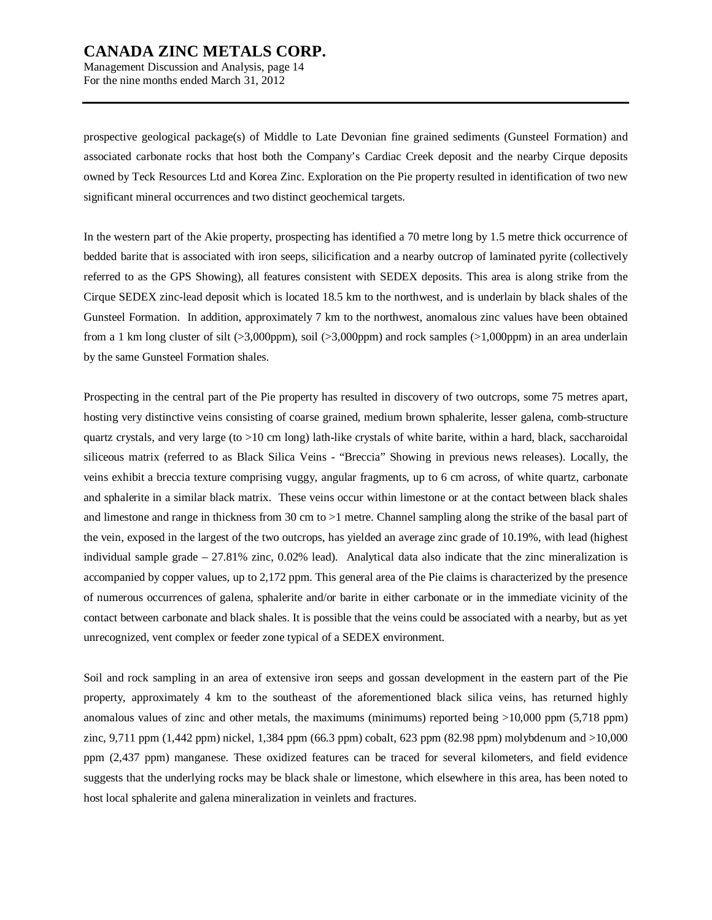prospective geological package(s) of Middle to Late Devonian fine grained sediments (Gunsteel Formation) and associated carbonate rocks that host both the Company's Cardiac Creek deposit and the nearby Cirque deposits owned by Teck Resources Ltd and Korea Zinc. Exploration on the Pie property resulted in identification of two new significant mineral occurrences and two distinct geochemical targets.

In the western part of the Akie property, prospecting has identified a 70 metre long by 1.5 metre thick occurrence of bedded barite that is associated with iron seeps, silicification and a nearby outcrop of laminated pyrite (collectively referred to as the GPS Showing), all features consistent with SEDEX deposits. This area is along strike from the Cirque SEDEX zinc-lead deposit which is located 18.5 km to the northwest, and is underlain by black shales of the Gunsteel Formation. In addition, approximately 7 km to the northwest, anomalous zinc values have been obtained from a 1 km long cluster of silt (>3,000ppm), soil (>3,000ppm) and rock samples (>1,000ppm) in an area underlain by the same Gunsteel Formation shales.

Prospecting in the central part of the Pie property has resulted in discovery of two outcrops, some 75 metres apart, hosting very distinctive veins consisting of coarse grained, medium brown sphalerite, lesser galena, comb-structure quartz crystals, and very large (to >10 cm long) lath-like crystals of white barite, within a hard, black, saccharoidal siliceous matrix (referred to as Black Silica Veins - "Breccia" Showing in previous news releases). Locally, the veins exhibit a breccia texture comprising vuggy, angular fragments, up to 6 cm across, of white quartz, carbonate and sphalerite in a similar black matrix. These veins occur within limestone or at the contact between black shales and limestone and range in thickness from 30 cm to >1 metre. Channel sampling along the strike of the basal part of the vein, exposed in the largest of the two outcrops, has yielded an average zinc grade of 10.19%, with lead (highest individual sample grade – 27.81% zinc, 0.02% lead). Analytical data also indicate that the zinc mineralization is accompanied by copper values, up to 2,172 ppm. This general area of the Pie claims is characterized by the presence of numerous occurrences of galena, sphalerite and/or barite in either carbonate or in the immediate vicinity of the contact between carbonate and black shales. It is possible that the veins could be associated with a nearby, but as yet unrecognized, vent complex or feeder zone typical of a SEDEX environment.

Soil and rock sampling in an area of extensive iron seeps and gossan development in the eastern part of the Pie property, approximately 4 km to the southeast of the aforementioned black silica veins, has returned highly anomalous values of zinc and other metals, the maximums (minimums) reported being >10,000 ppm (5,718 ppm) zinc, 9,711 ppm (1,442 ppm) nickel, 1,384 ppm (66.3 ppm) cobalt, 623 ppm (82.98 ppm) molybdenum and >10,000 ppm (2,437 ppm) manganese. These oxidized features can be traced for several kilometers, and field evidence suggests that the underlying rocks may be black shale or limestone, which elsewhere in this area, has been noted to host local sphalerite and galena mineralization in veinlets and fractures.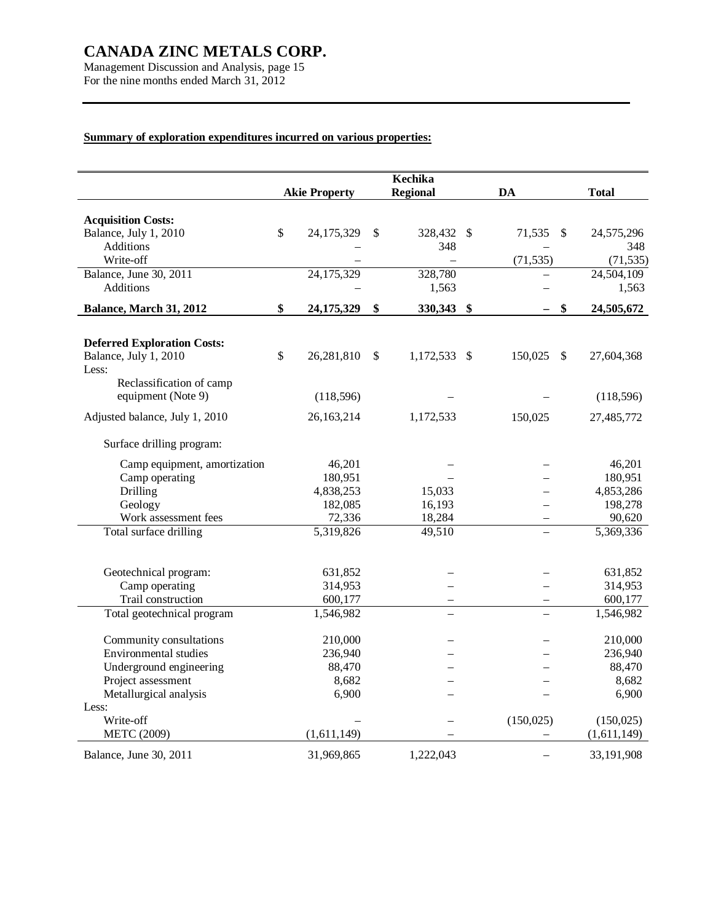# CANADA ZINC METALS CORP.

Management Discussion and Analysis, page 15
For the nine months ended March 31, 2012

**Summary of exploration expenditures incurred on various properties:**

| | Akie Property | Kechika Regional | DA | Total |
|---|---|---|---|---|
| **Acquisition Costs:** | | | | |
| Balance, July 1, 2010 | $ 24,175,329 | $ 328,432 | $ 71,535 | $ 24,575,296 |
| Additions | – | 348 | – | 348 |
| Write-off | – | – | (71,535) | (71,535) |
| Balance, June 30, 2011 | 24,175,329 | 328,780 | – | 24,504,109 |
| Additions | – | 1,563 | – | 1,563 |
| **Balance, March 31, 2012** | **$ 24,175,329** | **$ 330,343** | **$ –** | **$ 24,505,672** |
| | | | | |
| **Deferred Exploration Costs:** | | | | |
| Balance, July 1, 2010 | $ 26,281,810 | $ 1,172,533 | $ 150,025 | $ 27,604,368 |
| Less: | | | | |
| Reclassification of camp equipment (Note 9) | (118,596) | – | – | (118,596) |
| Adjusted balance, July 1, 2010 | 26,163,214 | 1,172,533 | 150,025 | 27,485,772 |
| Surface drilling program: | | | | |
| Camp equipment, amortization | 46,201 | – | – | 46,201 |
| Camp operating | 180,951 | – | – | 180,951 |
| Drilling | 4,838,253 | 15,033 | – | 4,853,286 |
| Geology | 182,085 | 16,193 | – | 198,278 |
| Work assessment fees | 72,336 | 18,284 | – | 90,620 |
| Total surface drilling | 5,319,826 | 49,510 | – | 5,369,336 |
| | | | | |
| Geotechnical program: | 631,852 | – | – | 631,852 |
| Camp operating | 314,953 | – | – | 314,953 |
| Trail construction | 600,177 | – | – | 600,177 |
| Total geotechnical program | 1,546,982 | – | – | 1,546,982 |
| | | | | |
| Community consultations | 210,000 | – | – | 210,000 |
| Environmental studies | 236,940 | – | – | 236,940 |
| Underground engineering | 88,470 | – | – | 88,470 |
| Project assessment | 8,682 | – | – | 8,682 |
| Metallurgical analysis | 6,900 | – | – | 6,900 |
| Less: | | | | |
| Write-off | – | – | (150,025) | (150,025) |
| METC (2009) | (1,611,149) | – | – | (1,611,149) |
| Balance, June 30, 2011 | 31,969,865 | 1,222,043 | – | 33,191,908 |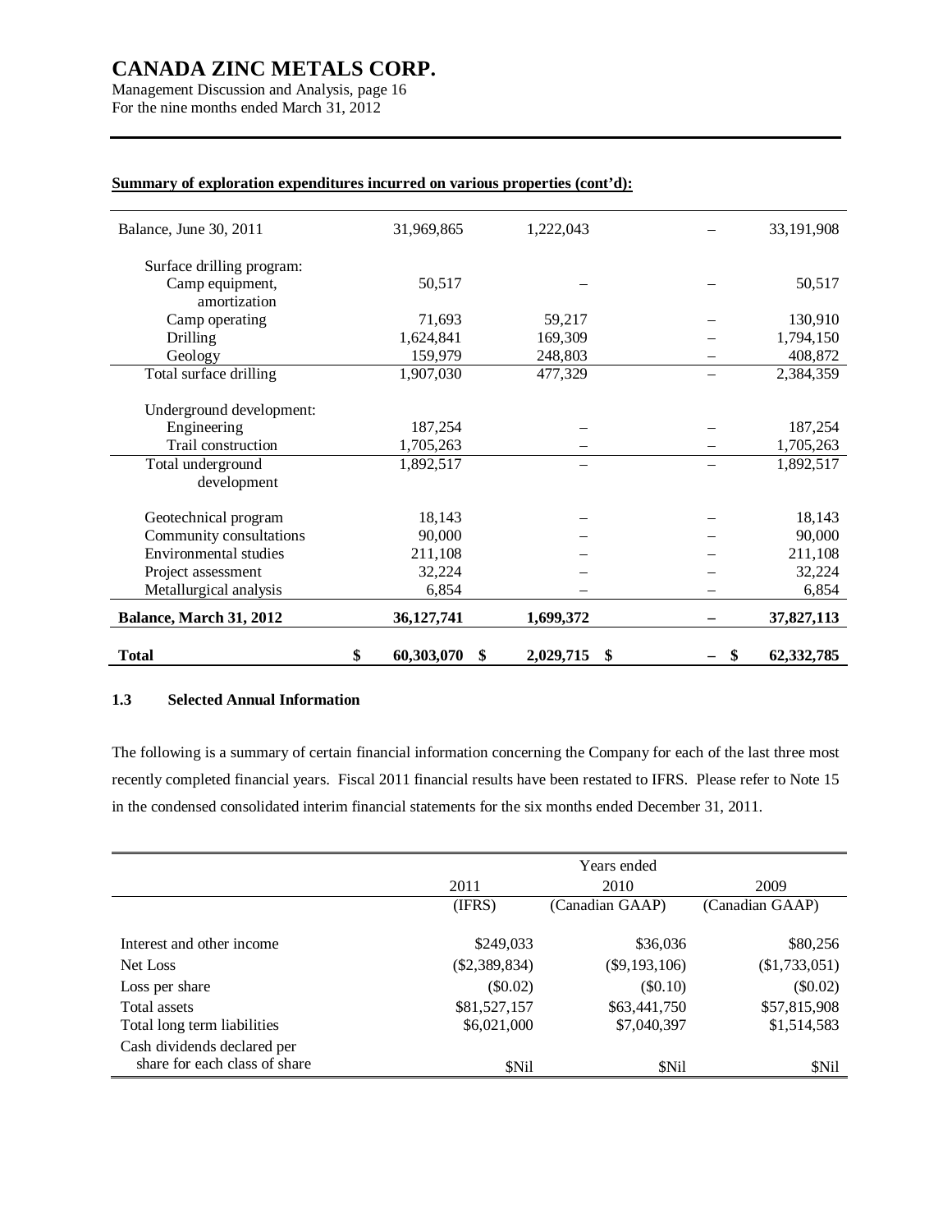**Summary of exploration expenditures incurred on various properties (cont'd):**

| | | | | |
|---|---|---|---|---|
| Balance, June 30, 2011 | 31,969,865 | 1,222,043 | – | 33,191,908 |
| Surface drilling program: | | | | |
| Camp equipment, amortization | 50,517 | – | – | 50,517 |
| Camp operating | 71,693 | 59,217 | – | 130,910 |
| Drilling | 1,624,841 | 169,309 | – | 1,794,150 |
| Geology | 159,979 | 248,803 | – | 408,872 |
| Total surface drilling | 1,907,030 | 477,329 | – | 2,384,359 |
| Underground development: | | | | |
| Engineering | 187,254 | – | – | 187,254 |
| Trail construction | 1,705,263 | – | – | 1,705,263 |
| Total underground development | 1,892,517 | – | – | 1,892,517 |
| Geotechnical program | 18,143 | – | – | 18,143 |
| Community consultations | 90,000 | – | – | 90,000 |
| Environmental studies | 211,108 | – | – | 211,108 |
| Project assessment | 32,224 | – | – | 32,224 |
| Metallurgical analysis | 6,854 | – | – | 6,854 |
| **Balance, March 31, 2012** | **36,127,741** | **1,699,372** | **–** | **37,827,113** |
| **Total** | **$ 60,303,070** | **$ 2,029,715** | **$ –** | **$ 62,332,785** |

### 1.3 Selected Annual Information

The following is a summary of certain financial information concerning the Company for each of the last three most recently completed financial years. Fiscal 2011 financial results have been restated to IFRS. Please refer to Note 15 in the condensed consolidated interim financial statements for the six months ended December 31, 2011.

| | Years ended | | |
|---|---|---|---|
| | 2011 | 2010 | 2009 |
| | (IFRS) | (Canadian GAAP) | (Canadian GAAP) |
| Interest and other income | $249,033 | $36,036 | $80,256 |
| Net Loss | ($2,389,834) | ($9,193,106) | ($1,733,051) |
| Loss per share | ($0.02) | ($0.10) | ($0.02) |
| Total assets | $81,527,157 | $63,441,750 | $57,815,908 |
| Total long term liabilities | $6,021,000 | $7,040,397 | $1,514,583 |
| Cash dividends declared per share for each class of share | $Nil | $Nil | $Nil |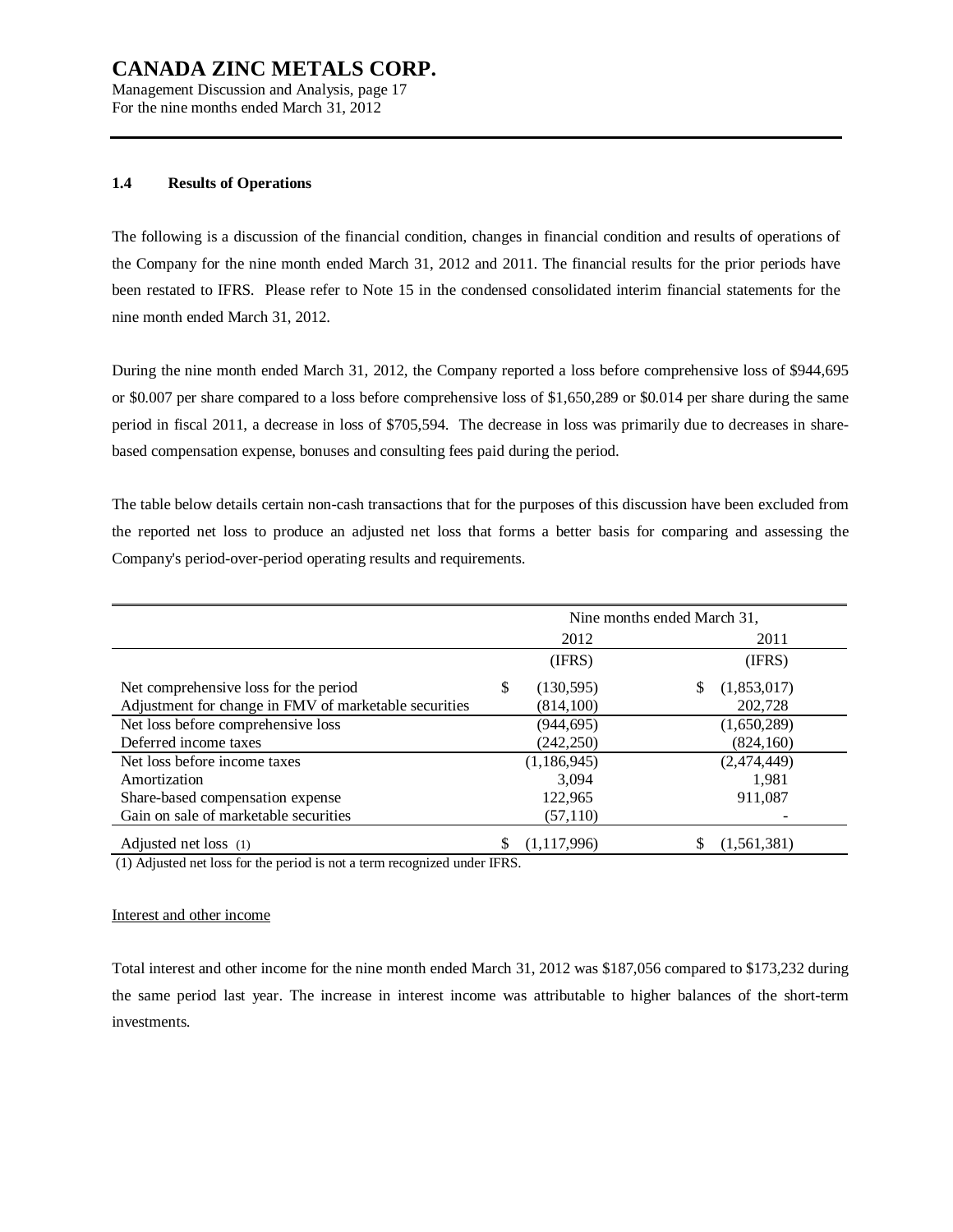### 1.4 Results of Operations

The following is a discussion of the financial condition, changes in financial condition and results of operations of the Company for the nine month ended March 31, 2012 and 2011. The financial results for the prior periods have been restated to IFRS. Please refer to Note 15 in the condensed consolidated interim financial statements for the nine month ended March 31, 2012.

During the nine month ended March 31, 2012, the Company reported a loss before comprehensive loss of $944,695 or $0.007 per share compared to a loss before comprehensive loss of $1,650,289 or $0.014 per share during the same period in fiscal 2011, a decrease in loss of $705,594. The decrease in loss was primarily due to decreases in share-based compensation expense, bonuses and consulting fees paid during the period.

The table below details certain non-cash transactions that for the purposes of this discussion have been excluded from the reported net loss to produce an adjusted net loss that forms a better basis for comparing and assessing the Company's period-over-period operating results and requirements.

| | Nine months ended March 31, | |
|---|---|---|
| | 2012 | 2011 |
| | (IFRS) | (IFRS) |
| Net comprehensive loss for the period | $ (130,595) | $ (1,853,017) |
| Adjustment for change in FMV of marketable securities | (814,100) | 202,728 |
| Net loss before comprehensive loss | (944,695) | (1,650,289) |
| Deferred income taxes | (242,250) | (824,160) |
| Net loss before income taxes | (1,186,945) | (2,474,449) |
| Amortization | 3,094 | 1,981 |
| Share-based compensation expense | 122,965 | 911,087 |
| Gain on sale of marketable securities | (57,110) | - |
| Adjusted net loss (1) | $ (1,117,996) | $ (1,561,381) |

(1) Adjusted net loss for the period is not a term recognized under IFRS.

Interest and other income

Total interest and other income for the nine month ended March 31, 2012 was $187,056 compared to $173,232 during the same period last year. The increase in interest income was attributable to higher balances of the short-term investments.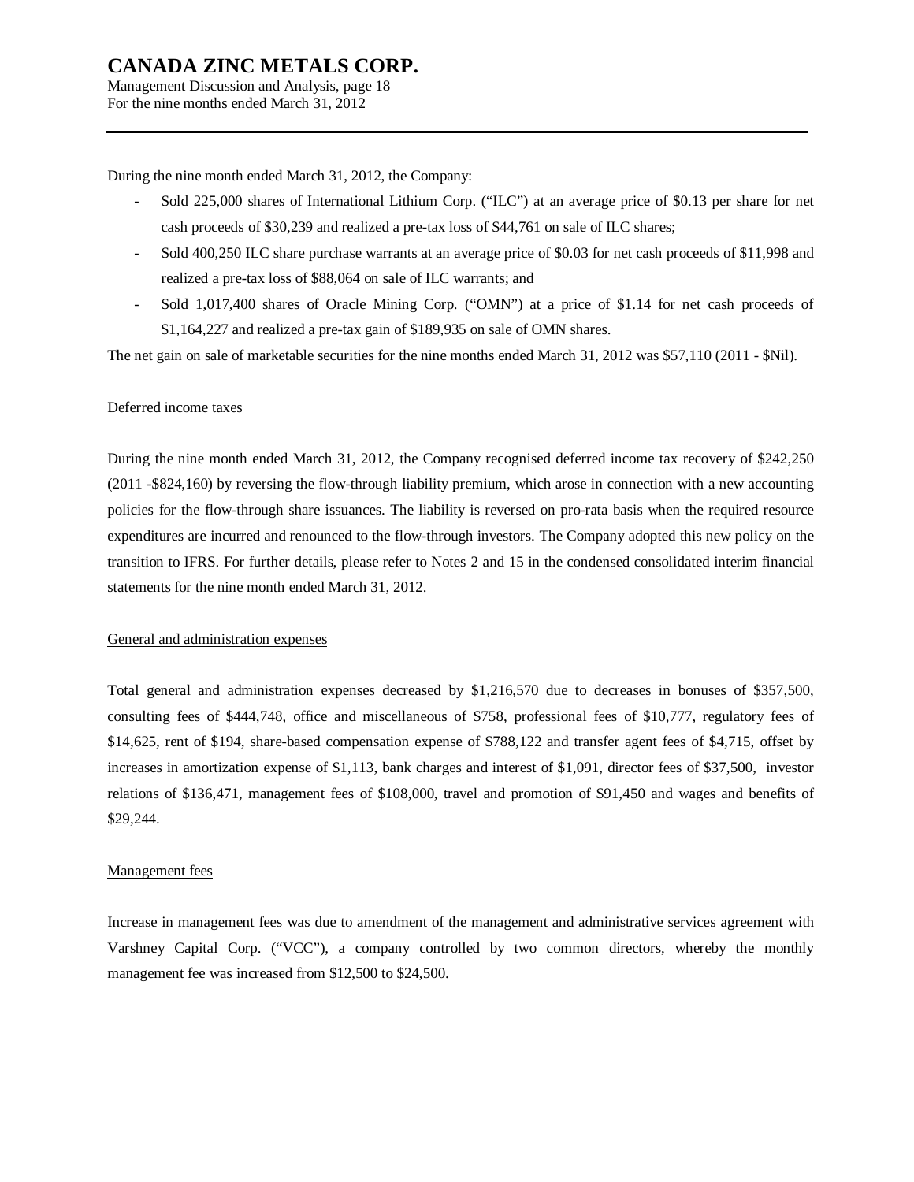During the nine month ended March 31, 2012, the Company:

- Sold 225,000 shares of International Lithium Corp. ("ILC") at an average price of $0.13 per share for net cash proceeds of $30,239 and realized a pre-tax loss of $44,761 on sale of ILC shares;
- Sold 400,250 ILC share purchase warrants at an average price of $0.03 for net cash proceeds of $11,998 and realized a pre-tax loss of $88,064 on sale of ILC warrants; and
- Sold 1,017,400 shares of Oracle Mining Corp. ("OMN") at a price of $1.14 for net cash proceeds of $1,164,227 and realized a pre-tax gain of $189,935 on sale of OMN shares.

The net gain on sale of marketable securities for the nine months ended March 31, 2012 was $57,110 (2011 - $Nil).

Deferred income taxes

During the nine month ended March 31, 2012, the Company recognised deferred income tax recovery of $242,250 (2011 -$824,160) by reversing the flow-through liability premium, which arose in connection with a new accounting policies for the flow-through share issuances. The liability is reversed on pro-rata basis when the required resource expenditures are incurred and renounced to the flow-through investors. The Company adopted this new policy on the transition to IFRS. For further details, please refer to Notes 2 and 15 in the condensed consolidated interim financial statements for the nine month ended March 31, 2012.

General and administration expenses

Total general and administration expenses decreased by $1,216,570 due to decreases in bonuses of $357,500, consulting fees of $444,748, office and miscellaneous of $758, professional fees of $10,777, regulatory fees of $14,625, rent of $194, share-based compensation expense of $788,122 and transfer agent fees of $4,715, offset by increases in amortization expense of $1,113, bank charges and interest of $1,091, director fees of $37,500, investor relations of $136,471, management fees of $108,000, travel and promotion of $91,450 and wages and benefits of $29,244.

Management fees

Increase in management fees was due to amendment of the management and administrative services agreement with Varshney Capital Corp. ("VCC"), a company controlled by two common directors, whereby the monthly management fee was increased from $12,500 to $24,500.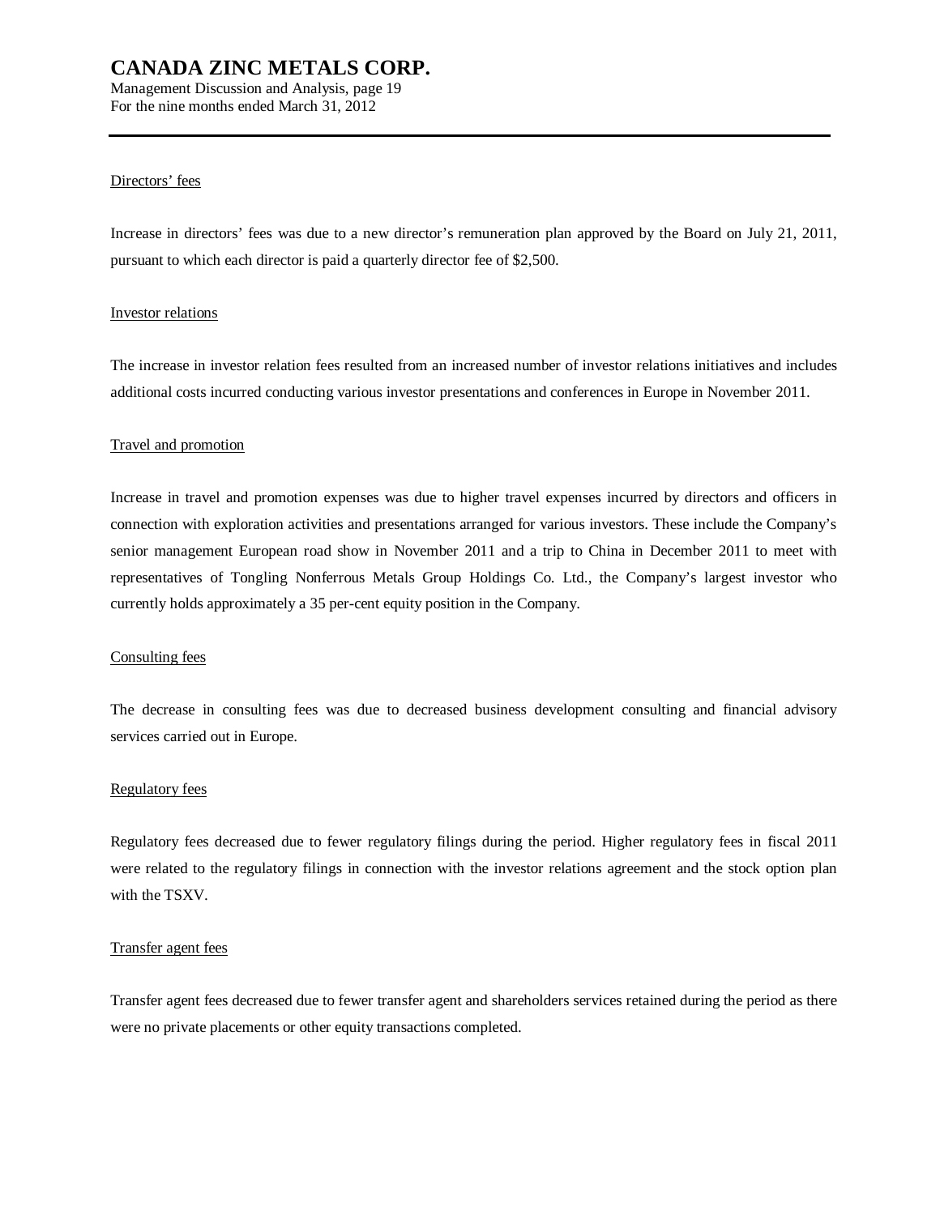Directors' fees

Increase in directors' fees was due to a new director's remuneration plan approved by the Board on July 21, 2011, pursuant to which each director is paid a quarterly director fee of $2,500.

Investor relations

The increase in investor relation fees resulted from an increased number of investor relations initiatives and includes additional costs incurred conducting various investor presentations and conferences in Europe in November 2011.

Travel and promotion

Increase in travel and promotion expenses was due to higher travel expenses incurred by directors and officers in connection with exploration activities and presentations arranged for various investors. These include the Company's senior management European road show in November 2011 and a trip to China in December 2011 to meet with representatives of Tongling Nonferrous Metals Group Holdings Co. Ltd., the Company's largest investor who currently holds approximately a 35 per-cent equity position in the Company.

Consulting fees

The decrease in consulting fees was due to decreased business development consulting and financial advisory services carried out in Europe.

Regulatory fees

Regulatory fees decreased due to fewer regulatory filings during the period. Higher regulatory fees in fiscal 2011 were related to the regulatory filings in connection with the investor relations agreement and the stock option plan with the TSXV.

Transfer agent fees

Transfer agent fees decreased due to fewer transfer agent and shareholders services retained during the period as there were no private placements or other equity transactions completed.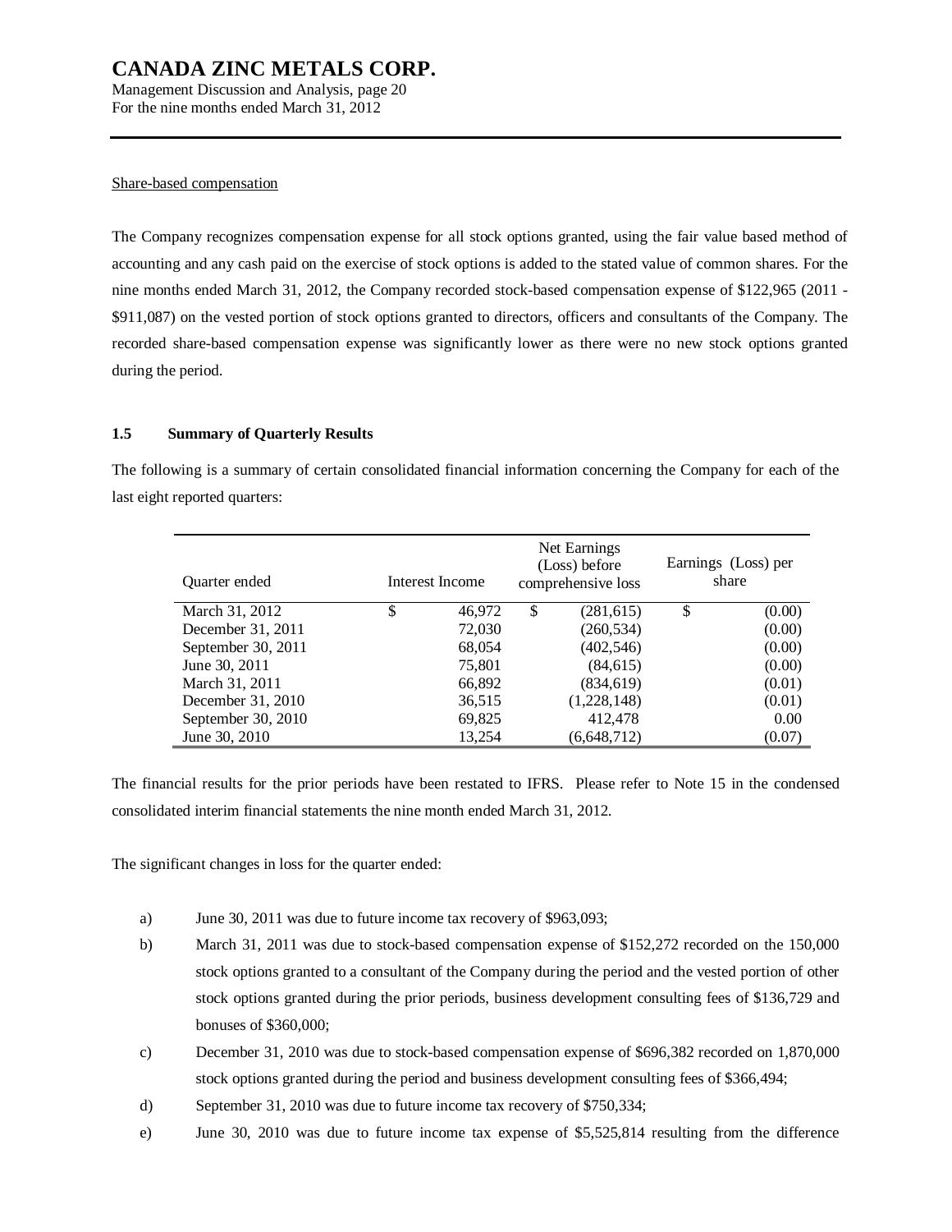Share-based compensation

The Company recognizes compensation expense for all stock options granted, using the fair value based method of accounting and any cash paid on the exercise of stock options is added to the stated value of common shares. For the nine months ended March 31, 2012, the Company recorded stock-based compensation expense of $122,965 (2011 - $911,087) on the vested portion of stock options granted to directors, officers and consultants of the Company. The recorded share-based compensation expense was significantly lower as there were no new stock options granted during the period.

### 1.5 Summary of Quarterly Results

The following is a summary of certain consolidated financial information concerning the Company for each of the last eight reported quarters:

| Quarter ended | Interest Income | Net Earnings (Loss) before comprehensive loss | Earnings (Loss) per share |
|---|---|---|---|
| March 31, 2012 | $ 46,972 | $ (281,615) | $ (0.00) |
| December 31, 2011 | 72,030 | (260,534) | (0.00) |
| September 30, 2011 | 68,054 | (402,546) | (0.00) |
| June 30, 2011 | 75,801 | (84,615) | (0.00) |
| March 31, 2011 | 66,892 | (834,619) | (0.01) |
| December 31, 2010 | 36,515 | (1,228,148) | (0.01) |
| September 30, 2010 | 69,825 | 412,478 | 0.00 |
| June 30, 2010 | 13,254 | (6,648,712) | (0.07) |

The financial results for the prior periods have been restated to IFRS. Please refer to Note 15 in the condensed consolidated interim financial statements the nine month ended March 31, 2012.

The significant changes in loss for the quarter ended:

a) June 30, 2011 was due to future income tax recovery of $963,093;

b) March 31, 2011 was due to stock-based compensation expense of $152,272 recorded on the 150,000 stock options granted to a consultant of the Company during the period and the vested portion of other stock options granted during the prior periods, business development consulting fees of $136,729 and bonuses of $360,000;

c) December 31, 2010 was due to stock-based compensation expense of $696,382 recorded on 1,870,000 stock options granted during the period and business development consulting fees of $366,494;

d) September 31, 2010 was due to future income tax recovery of $750,334;

e) June 30, 2010 was due to future income tax expense of $5,525,814 resulting from the difference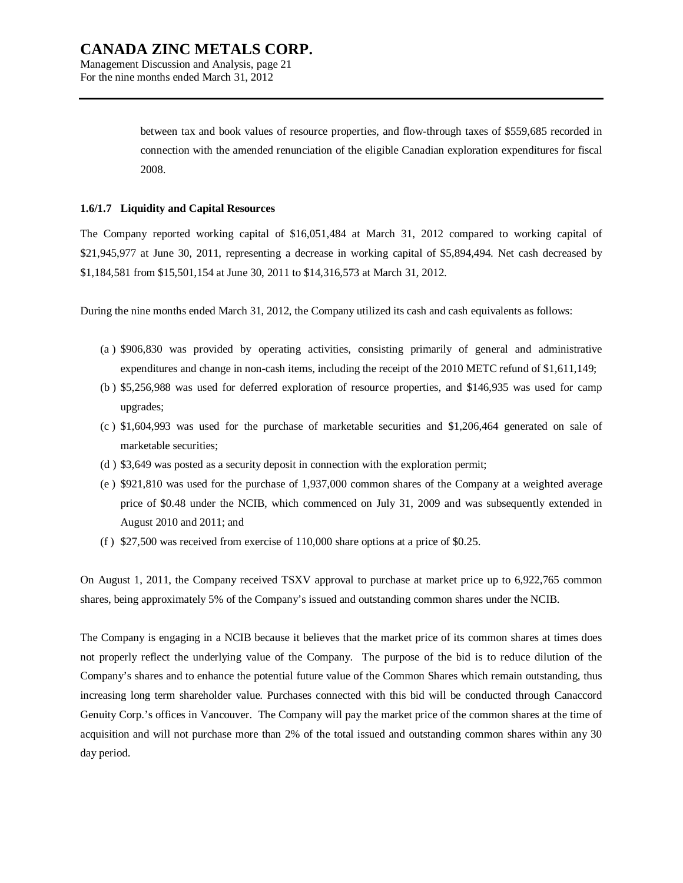between tax and book values of resource properties, and flow-through taxes of $559,685 recorded in connection with the amended renunciation of the eligible Canadian exploration expenditures for fiscal 2008.

### 1.6/1.7 Liquidity and Capital Resources

The Company reported working capital of $16,051,484 at March 31, 2012 compared to working capital of $21,945,977 at June 30, 2011, representing a decrease in working capital of $5,894,494. Net cash decreased by $1,184,581 from $15,501,154 at June 30, 2011 to $14,316,573 at March 31, 2012.

During the nine months ended March 31, 2012, the Company utilized its cash and cash equivalents as follows:

(a) $906,830 was provided by operating activities, consisting primarily of general and administrative expenditures and change in non-cash items, including the receipt of the 2010 METC refund of $1,611,149;

(b) $5,256,988 was used for deferred exploration of resource properties, and $146,935 was used for camp upgrades;

(c) $1,604,993 was used for the purchase of marketable securities and $1,206,464 generated on sale of marketable securities;

(d) $3,649 was posted as a security deposit in connection with the exploration permit;

(e) $921,810 was used for the purchase of 1,937,000 common shares of the Company at a weighted average price of $0.48 under the NCIB, which commenced on July 31, 2009 and was subsequently extended in August 2010 and 2011; and

(f) $27,500 was received from exercise of 110,000 share options at a price of $0.25.

On August 1, 2011, the Company received TSXV approval to purchase at market price up to 6,922,765 common shares, being approximately 5% of the Company's issued and outstanding common shares under the NCIB.

The Company is engaging in a NCIB because it believes that the market price of its common shares at times does not properly reflect the underlying value of the Company. The purpose of the bid is to reduce dilution of the Company's shares and to enhance the potential future value of the Common Shares which remain outstanding, thus increasing long term shareholder value. Purchases connected with this bid will be conducted through Canaccord Genuity Corp.'s offices in Vancouver. The Company will pay the market price of the common shares at the time of acquisition and will not purchase more than 2% of the total issued and outstanding common shares within any 30 day period.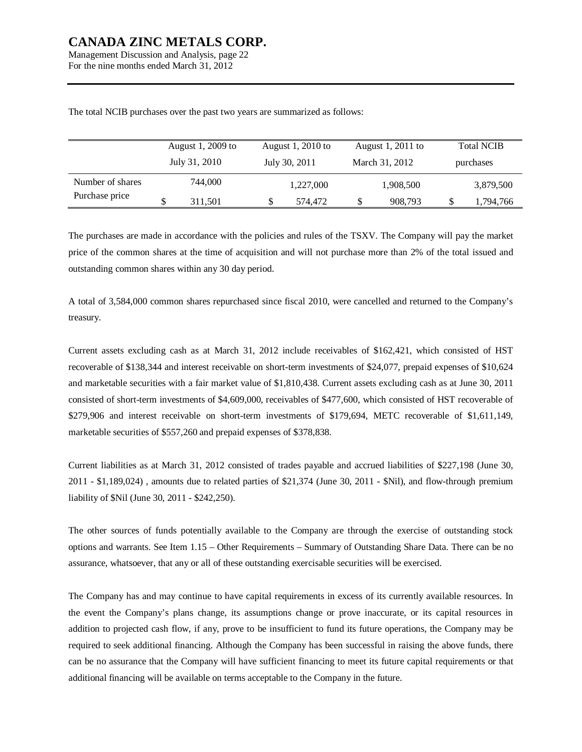The total NCIB purchases over the past two years are summarized as follows:

| | August 1, 2009 to July 31, 2010 | August 1, 2010 to July 30, 2011 | August 1, 2011 to March 31, 2012 | Total NCIB purchases |
|---|---|---|---|---|
| Number of shares | 744,000 | 1,227,000 | 1,908,500 | 3,879,500 |
| Purchase price | $ 311,501 | $ 574,472 | $ 908,793 | $ 1,794,766 |

The purchases are made in accordance with the policies and rules of the TSXV. The Company will pay the market price of the common shares at the time of acquisition and will not purchase more than 2% of the total issued and outstanding common shares within any 30 day period.

A total of 3,584,000 common shares repurchased since fiscal 2010, were cancelled and returned to the Company's treasury.

Current assets excluding cash as at March 31, 2012 include receivables of $162,421, which consisted of HST recoverable of $138,344 and interest receivable on short-term investments of $24,077, prepaid expenses of $10,624 and marketable securities with a fair market value of $1,810,438. Current assets excluding cash as at June 30, 2011 consisted of short-term investments of $4,609,000, receivables of $477,600, which consisted of HST recoverable of $279,906 and interest receivable on short-term investments of $179,694, METC recoverable of $1,611,149, marketable securities of $557,260 and prepaid expenses of $378,838.

Current liabilities as at March 31, 2012 consisted of trades payable and accrued liabilities of $227,198 (June 30, 2011 - $1,189,024) , amounts due to related parties of $21,374 (June 30, 2011 - $Nil), and flow-through premium liability of $Nil (June 30, 2011 - $242,250).

The other sources of funds potentially available to the Company are through the exercise of outstanding stock options and warrants. See Item 1.15 – Other Requirements – Summary of Outstanding Share Data. There can be no assurance, whatsoever, that any or all of these outstanding exercisable securities will be exercised.

The Company has and may continue to have capital requirements in excess of its currently available resources. In the event the Company's plans change, its assumptions change or prove inaccurate, or its capital resources in addition to projected cash flow, if any, prove to be insufficient to fund its future operations, the Company may be required to seek additional financing. Although the Company has been successful in raising the above funds, there can be no assurance that the Company will have sufficient financing to meet its future capital requirements or that additional financing will be available on terms acceptable to the Company in the future.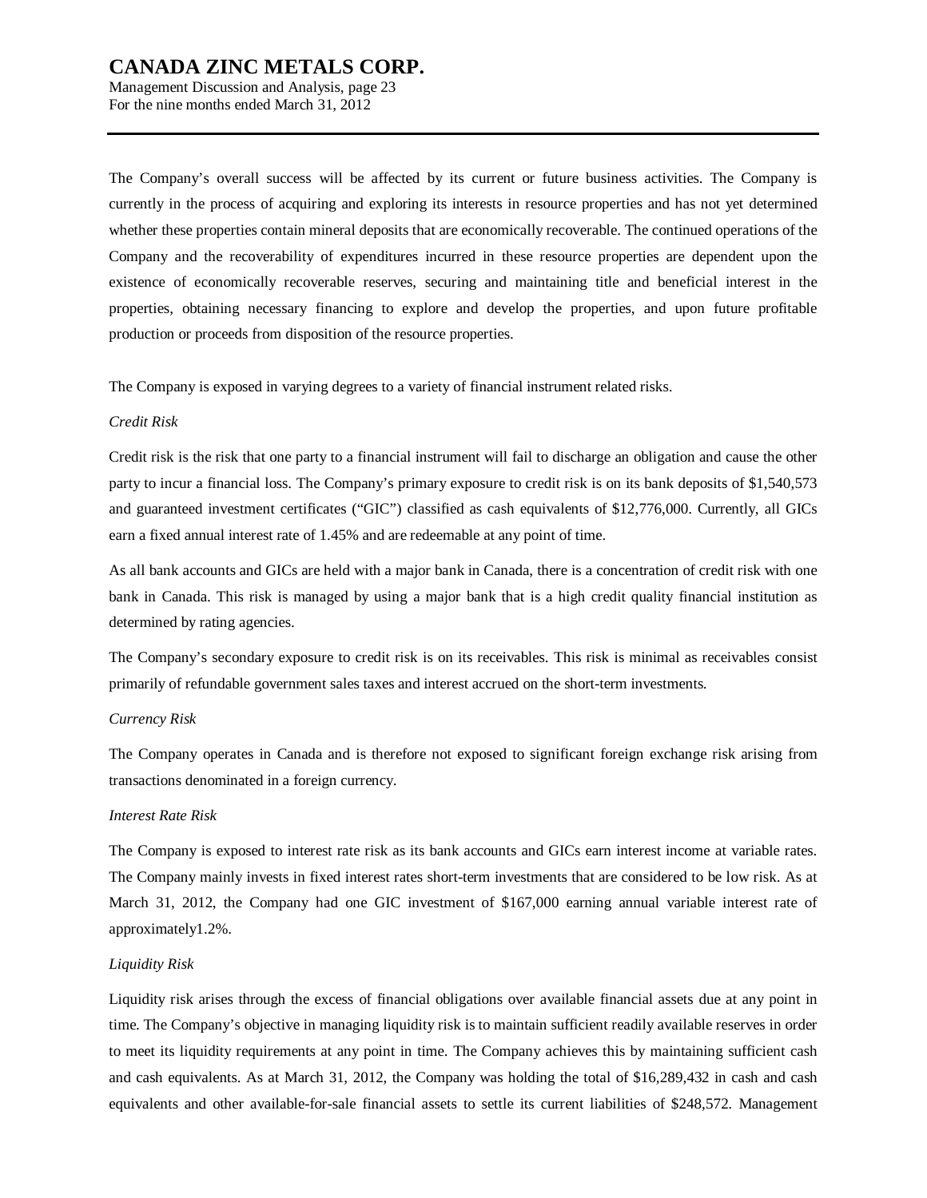The Company's overall success will be affected by its current or future business activities. The Company is currently in the process of acquiring and exploring its interests in resource properties and has not yet determined whether these properties contain mineral deposits that are economically recoverable. The continued operations of the Company and the recoverability of expenditures incurred in these resource properties are dependent upon the existence of economically recoverable reserves, securing and maintaining title and beneficial interest in the properties, obtaining necessary financing to explore and develop the properties, and upon future profitable production or proceeds from disposition of the resource properties.

The Company is exposed in varying degrees to a variety of financial instrument related risks.

*Credit Risk*

Credit risk is the risk that one party to a financial instrument will fail to discharge an obligation and cause the other party to incur a financial loss. The Company's primary exposure to credit risk is on its bank deposits of $1,540,573 and guaranteed investment certificates ("GIC") classified as cash equivalents of $12,776,000. Currently, all GICs earn a fixed annual interest rate of 1.45% and are redeemable at any point of time.

As all bank accounts and GICs are held with a major bank in Canada, there is a concentration of credit risk with one bank in Canada. This risk is managed by using a major bank that is a high credit quality financial institution as determined by rating agencies.

The Company's secondary exposure to credit risk is on its receivables. This risk is minimal as receivables consist primarily of refundable government sales taxes and interest accrued on the short-term investments.

*Currency Risk*

The Company operates in Canada and is therefore not exposed to significant foreign exchange risk arising from transactions denominated in a foreign currency.

*Interest Rate Risk*

The Company is exposed to interest rate risk as its bank accounts and GICs earn interest income at variable rates. The Company mainly invests in fixed interest rates short-term investments that are considered to be low risk. As at March 31, 2012, the Company had one GIC investment of $167,000 earning annual variable interest rate of approximately1.2%.

*Liquidity Risk*

Liquidity risk arises through the excess of financial obligations over available financial assets due at any point in time. The Company's objective in managing liquidity risk is to maintain sufficient readily available reserves in order to meet its liquidity requirements at any point in time. The Company achieves this by maintaining sufficient cash and cash equivalents. As at March 31, 2012, the Company was holding the total of $16,289,432 in cash and cash equivalents and other available-for-sale financial assets to settle its current liabilities of $248,572. Management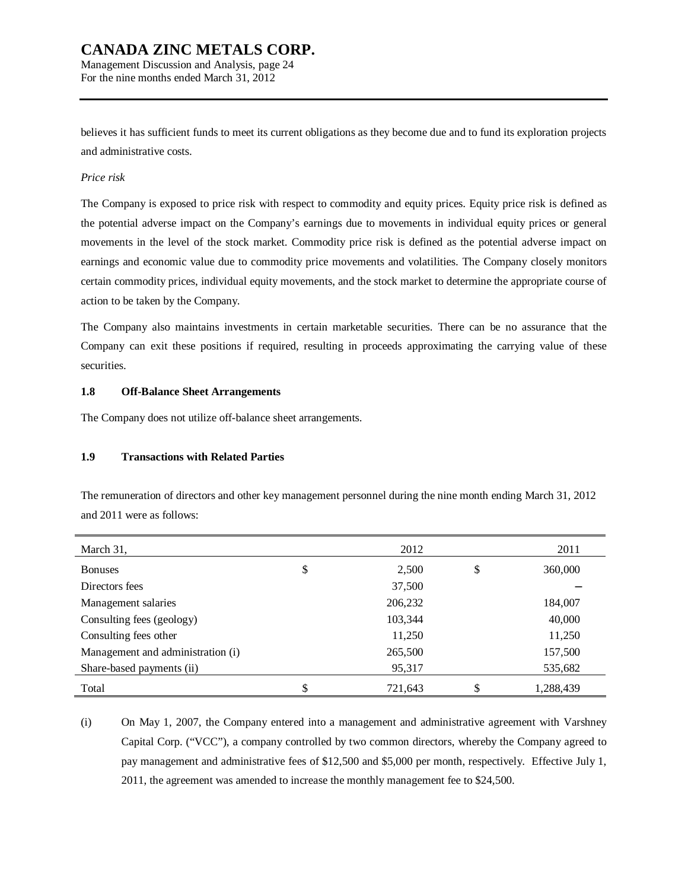believes it has sufficient funds to meet its current obligations as they become due and to fund its exploration projects and administrative costs.

*Price risk*

The Company is exposed to price risk with respect to commodity and equity prices. Equity price risk is defined as the potential adverse impact on the Company's earnings due to movements in individual equity prices or general movements in the level of the stock market. Commodity price risk is defined as the potential adverse impact on earnings and economic value due to commodity price movements and volatilities. The Company closely monitors certain commodity prices, individual equity movements, and the stock market to determine the appropriate course of action to be taken by the Company.

The Company also maintains investments in certain marketable securities. There can be no assurance that the Company can exit these positions if required, resulting in proceeds approximating the carrying value of these securities.

### 1.8 Off-Balance Sheet Arrangements

The Company does not utilize off-balance sheet arrangements.

### 1.9 Transactions with Related Parties

The remuneration of directors and other key management personnel during the nine month ending March 31, 2012 and 2011 were as follows:

| March 31, | 2012 | 2011 |
|---|---|---|
| Bonuses | $ 2,500 | $ 360,000 |
| Directors fees | 37,500 | – |
| Management salaries | 206,232 | 184,007 |
| Consulting fees (geology) | 103,344 | 40,000 |
| Consulting fees other | 11,250 | 11,250 |
| Management and administration (i) | 265,500 | 157,500 |
| Share-based payments (ii) | 95,317 | 535,682 |
| Total | $ 721,643 | $ 1,288,439 |

(i) On May 1, 2007, the Company entered into a management and administrative agreement with Varshney Capital Corp. ("VCC"), a company controlled by two common directors, whereby the Company agreed to pay management and administrative fees of $12,500 and $5,000 per month, respectively. Effective July 1, 2011, the agreement was amended to increase the monthly management fee to $24,500.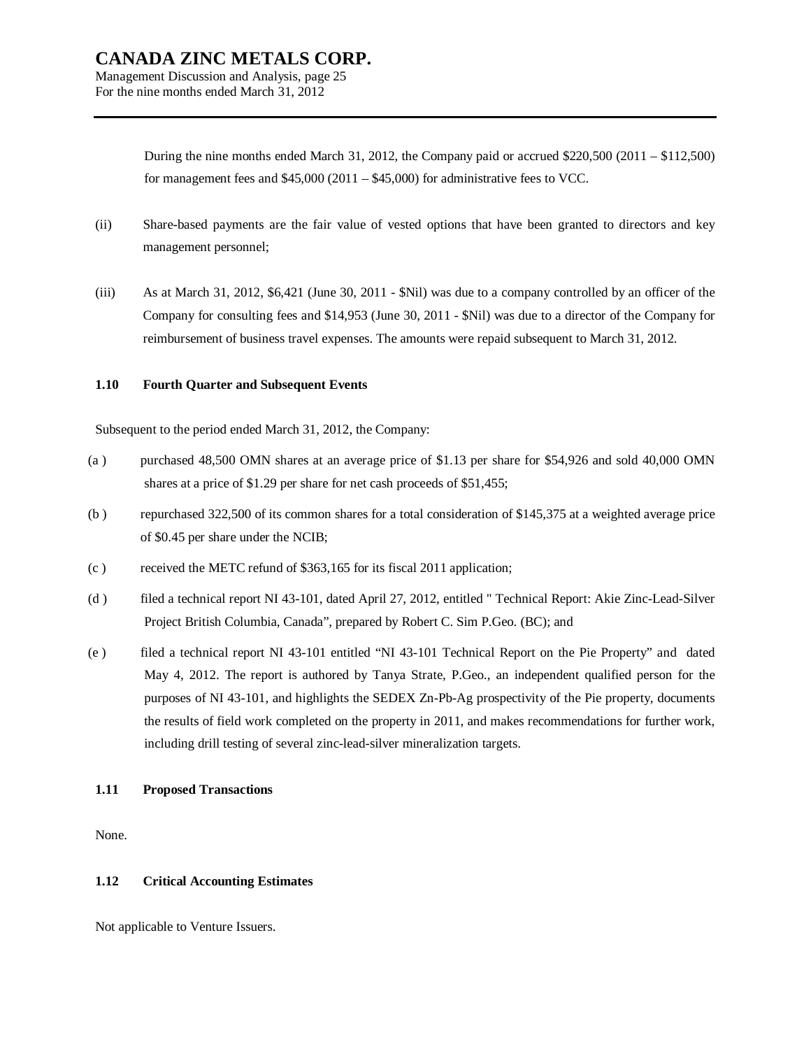During the nine months ended March 31, 2012, the Company paid or accrued $220,500 (2011 – $112,500) for management fees and $45,000 (2011 – $45,000) for administrative fees to VCC.

(ii) Share-based payments are the fair value of vested options that have been granted to directors and key management personnel;

(iii) As at March 31, 2012, $6,421 (June 30, 2011 - $Nil) was due to a company controlled by an officer of the Company for consulting fees and $14,953 (June 30, 2011 - $Nil) was due to a director of the Company for reimbursement of business travel expenses. The amounts were repaid subsequent to March 31, 2012.

### 1.10 Fourth Quarter and Subsequent Events

Subsequent to the period ended March 31, 2012, the Company:

(a ) purchased 48,500 OMN shares at an average price of $1.13 per share for $54,926 and sold 40,000 OMN shares at a price of $1.29 per share for net cash proceeds of $51,455;

(b ) repurchased 322,500 of its common shares for a total consideration of $145,375 at a weighted average price of $0.45 per share under the NCIB;

(c ) received the METC refund of $363,165 for its fiscal 2011 application;

(d ) filed a technical report NI 43-101, dated April 27, 2012, entitled " Technical Report: Akie Zinc-Lead-Silver Project British Columbia, Canada", prepared by Robert C. Sim P.Geo. (BC); and

(e ) filed a technical report NI 43-101 entitled "NI 43-101 Technical Report on the Pie Property" and dated May 4, 2012. The report is authored by Tanya Strate, P.Geo., an independent qualified person for the purposes of NI 43-101, and highlights the SEDEX Zn-Pb-Ag prospectivity of the Pie property, documents the results of field work completed on the property in 2011, and makes recommendations for further work, including drill testing of several zinc-lead-silver mineralization targets.

### 1.11 Proposed Transactions

None.

### 1.12 Critical Accounting Estimates

Not applicable to Venture Issuers.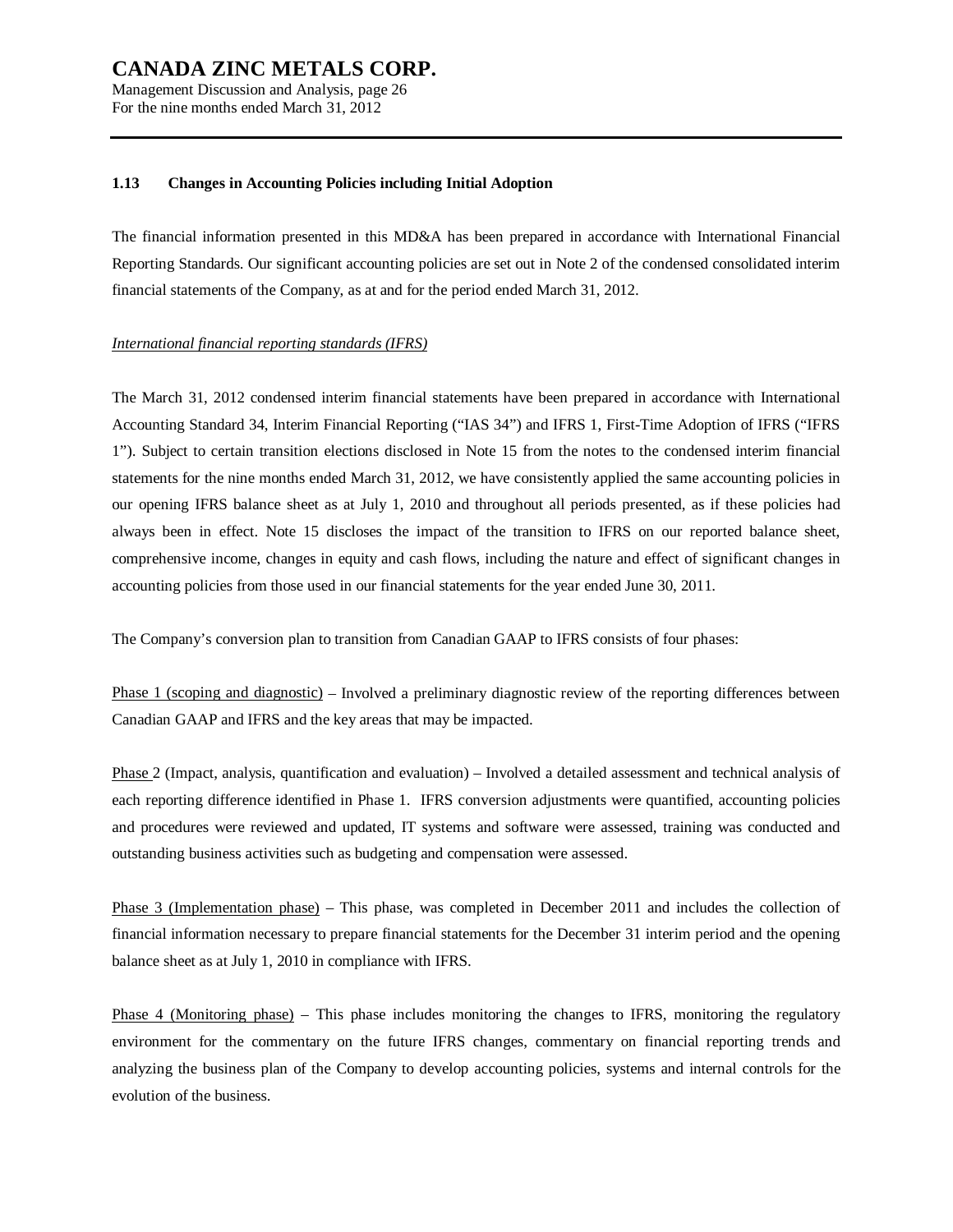### 1.13 Changes in Accounting Policies including Initial Adoption

The financial information presented in this MD&A has been prepared in accordance with International Financial Reporting Standards. Our significant accounting policies are set out in Note 2 of the condensed consolidated interim financial statements of the Company, as at and for the period ended March 31, 2012.

*International financial reporting standards (IFRS)*

The March 31, 2012 condensed interim financial statements have been prepared in accordance with International Accounting Standard 34, Interim Financial Reporting ("IAS 34") and IFRS 1, First-Time Adoption of IFRS ("IFRS 1"). Subject to certain transition elections disclosed in Note 15 from the notes to the condensed interim financial statements for the nine months ended March 31, 2012, we have consistently applied the same accounting policies in our opening IFRS balance sheet as at July 1, 2010 and throughout all periods presented, as if these policies had always been in effect. Note 15 discloses the impact of the transition to IFRS on our reported balance sheet, comprehensive income, changes in equity and cash flows, including the nature and effect of significant changes in accounting policies from those used in our financial statements for the year ended June 30, 2011.

The Company's conversion plan to transition from Canadian GAAP to IFRS consists of four phases:

Phase 1 (scoping and diagnostic) – Involved a preliminary diagnostic review of the reporting differences between Canadian GAAP and IFRS and the key areas that may be impacted.

Phase 2 (Impact, analysis, quantification and evaluation) – Involved a detailed assessment and technical analysis of each reporting difference identified in Phase 1. IFRS conversion adjustments were quantified, accounting policies and procedures were reviewed and updated, IT systems and software were assessed, training was conducted and outstanding business activities such as budgeting and compensation were assessed.

Phase 3 (Implementation phase) – This phase, was completed in December 2011 and includes the collection of financial information necessary to prepare financial statements for the December 31 interim period and the opening balance sheet as at July 1, 2010 in compliance with IFRS.

Phase 4 (Monitoring phase) – This phase includes monitoring the changes to IFRS, monitoring the regulatory environment for the commentary on the future IFRS changes, commentary on financial reporting trends and analyzing the business plan of the Company to develop accounting policies, systems and internal controls for the evolution of the business.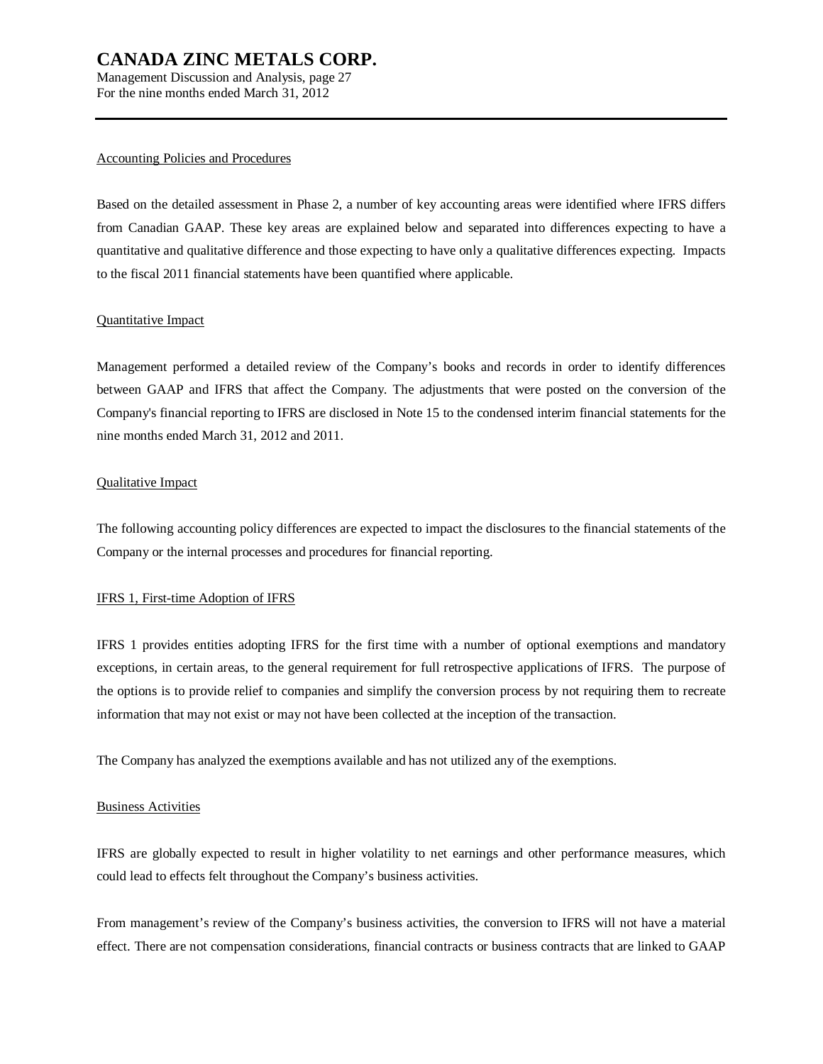Accounting Policies and Procedures

Based on the detailed assessment in Phase 2, a number of key accounting areas were identified where IFRS differs from Canadian GAAP. These key areas are explained below and separated into differences expecting to have a quantitative and qualitative difference and those expecting to have only a qualitative differences expecting. Impacts to the fiscal 2011 financial statements have been quantified where applicable.

Quantitative Impact

Management performed a detailed review of the Company's books and records in order to identify differences between GAAP and IFRS that affect the Company. The adjustments that were posted on the conversion of the Company's financial reporting to IFRS are disclosed in Note 15 to the condensed interim financial statements for the nine months ended March 31, 2012 and 2011.

Qualitative Impact

The following accounting policy differences are expected to impact the disclosures to the financial statements of the Company or the internal processes and procedures for financial reporting.

IFRS 1, First-time Adoption of IFRS

IFRS 1 provides entities adopting IFRS for the first time with a number of optional exemptions and mandatory exceptions, in certain areas, to the general requirement for full retrospective applications of IFRS. The purpose of the options is to provide relief to companies and simplify the conversion process by not requiring them to recreate information that may not exist or may not have been collected at the inception of the transaction.

The Company has analyzed the exemptions available and has not utilized any of the exemptions.

Business Activities

IFRS are globally expected to result in higher volatility to net earnings and other performance measures, which could lead to effects felt throughout the Company's business activities.

From management's review of the Company's business activities, the conversion to IFRS will not have a material effect. There are not compensation considerations, financial contracts or business contracts that are linked to GAAP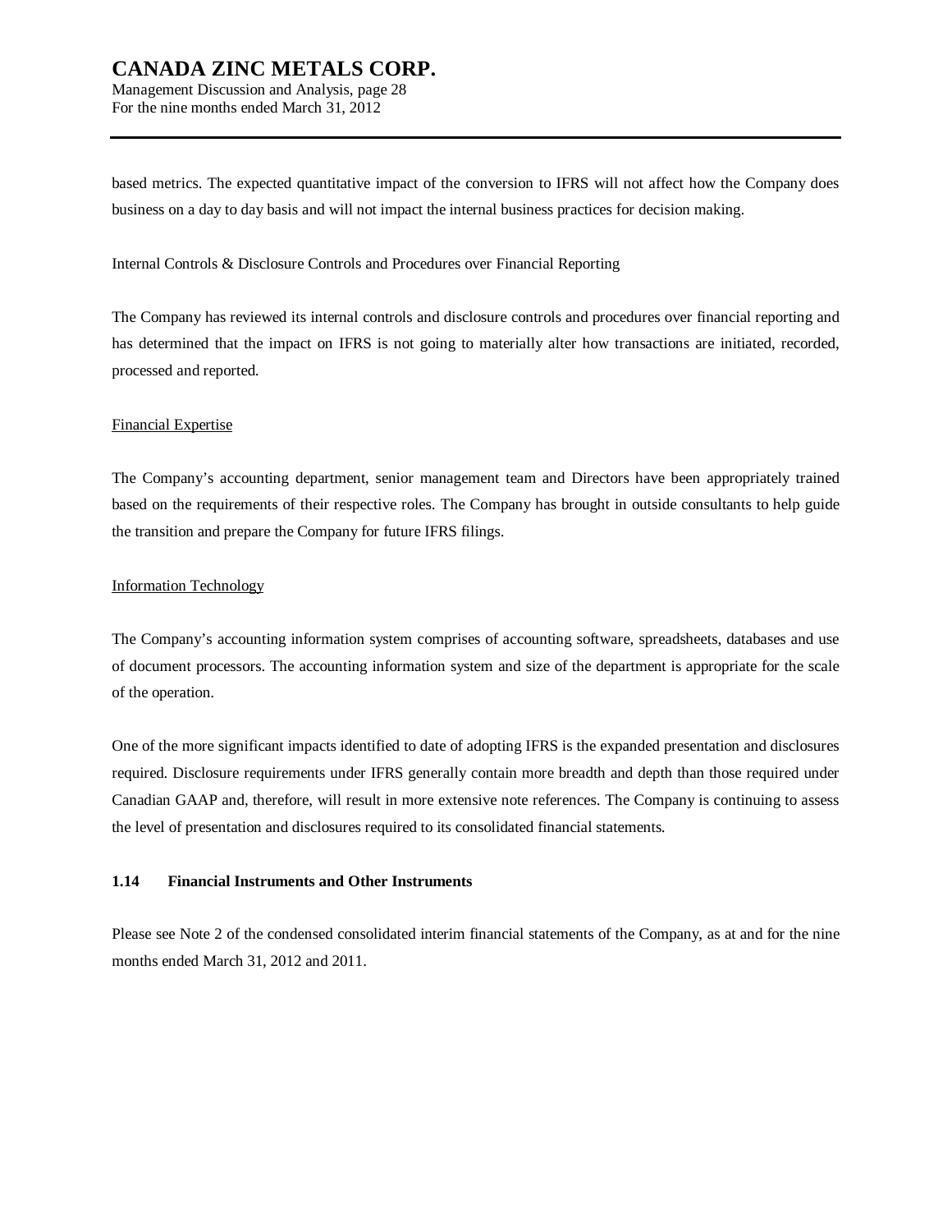based metrics. The expected quantitative impact of the conversion to IFRS will not affect how the Company does business on a day to day basis and will not impact the internal business practices for decision making.

Internal Controls & Disclosure Controls and Procedures over Financial Reporting

The Company has reviewed its internal controls and disclosure controls and procedures over financial reporting and has determined that the impact on IFRS is not going to materially alter how transactions are initiated, recorded, processed and reported.

<u>Financial Expertise</u>

The Company's accounting department, senior management team and Directors have been appropriately trained based on the requirements of their respective roles. The Company has brought in outside consultants to help guide the transition and prepare the Company for future IFRS filings.

<u>Information Technology</u>

The Company's accounting information system comprises of accounting software, spreadsheets, databases and use of document processors. The accounting information system and size of the department is appropriate for the scale of the operation.

One of the more significant impacts identified to date of adopting IFRS is the expanded presentation and disclosures required. Disclosure requirements under IFRS generally contain more breadth and depth than those required under Canadian GAAP and, therefore, will result in more extensive note references. The Company is continuing to assess the level of presentation and disclosures required to its consolidated financial statements.

## 1.14 Financial Instruments and Other Instruments

Please see Note 2 of the condensed consolidated interim financial statements of the Company, as at and for the nine months ended March 31, 2012 and 2011.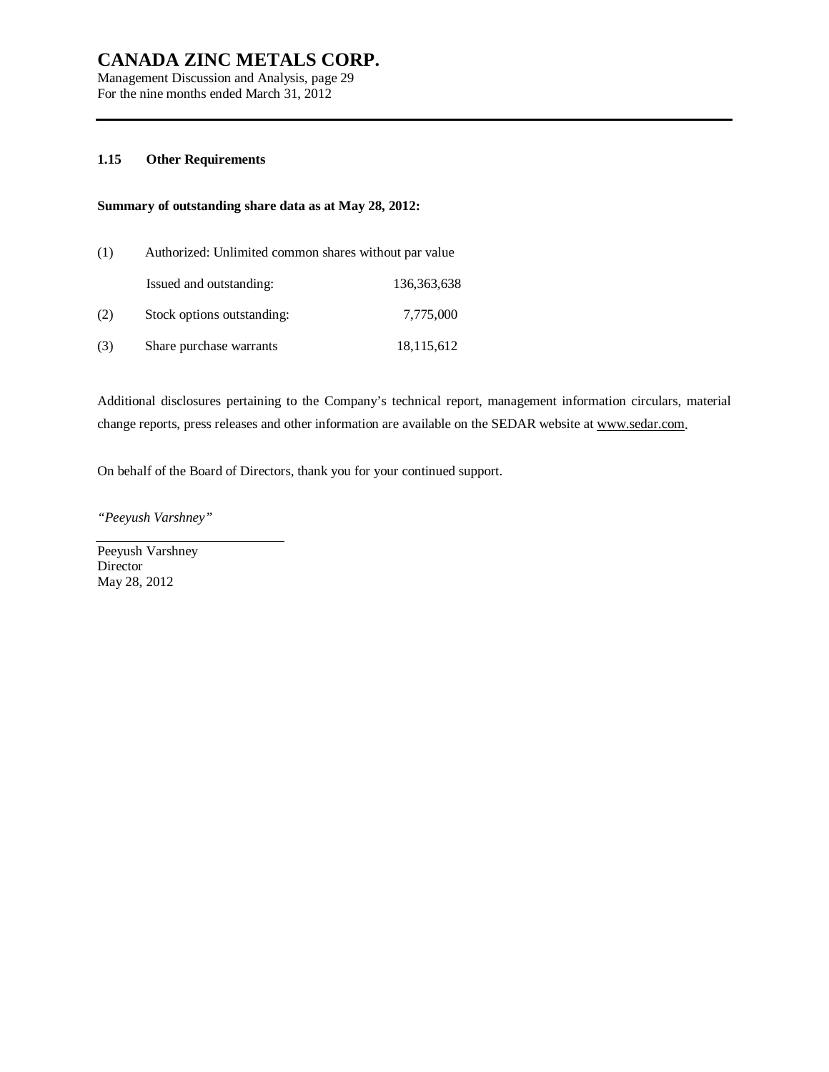### 1.15 Other Requirements

**Summary of outstanding share data as at May 28, 2012:**

(1) Authorized: Unlimited common shares without par value

| | | |
|---|---|---|
| | Issued and outstanding: | 136,363,638 |
| (2) | Stock options outstanding: | 7,775,000 |
| (3) | Share purchase warrants | 18,115,612 |

Additional disclosures pertaining to the Company's technical report, management information circulars, material change reports, press releases and other information are available on the SEDAR website at www.sedar.com.

On behalf of the Board of Directors, thank you for your continued support.

*"Peeyush Varshney"*

Peeyush Varshney
Director
May 28, 2012